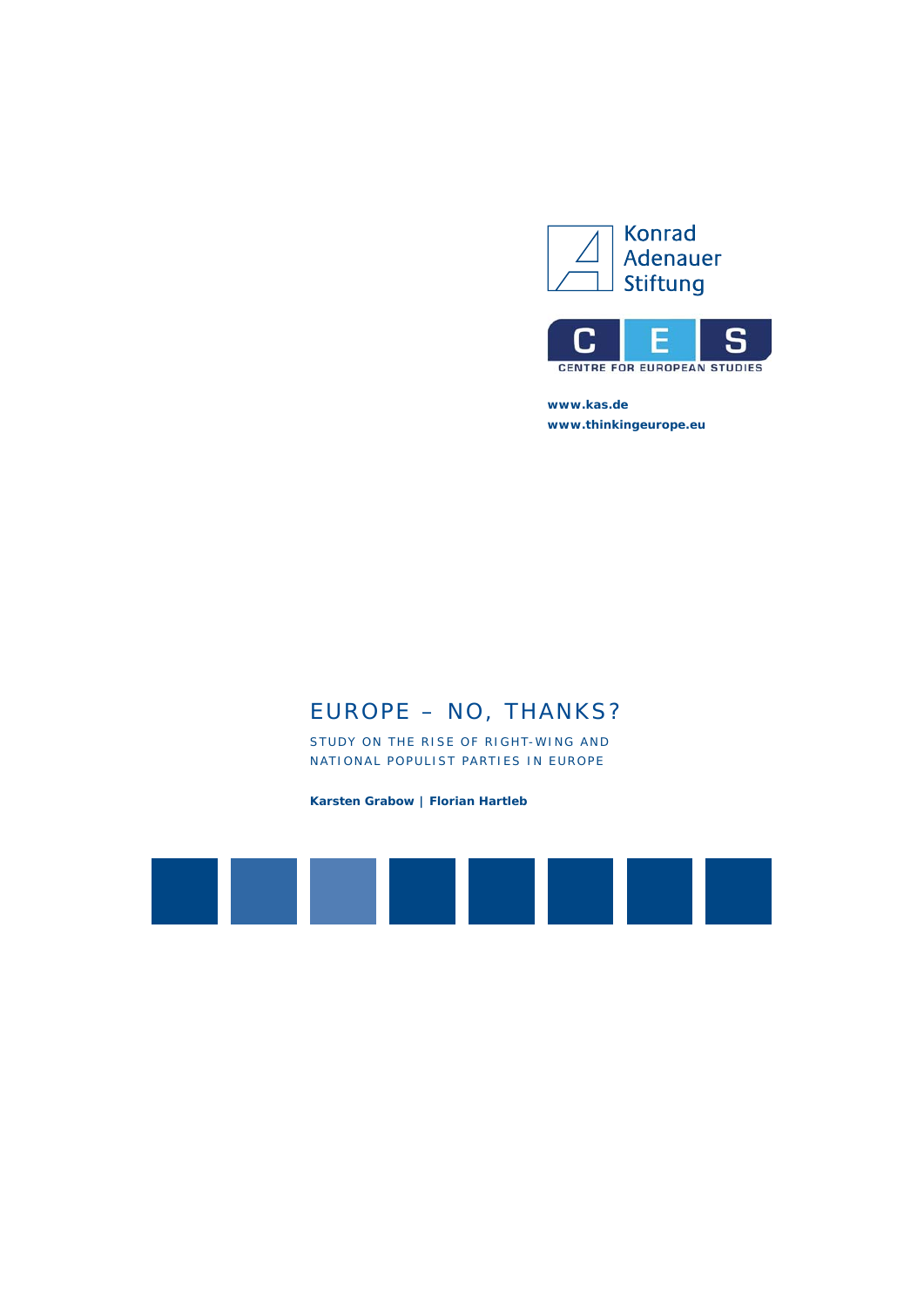Konrad Adenauer Stiftung

CENTRE FOR EUROPEAN STUDIES

**www.kas.de**
**www.thinkingeurope.eu**

# EUROPE – NO, THANKS?

## STUDY ON THE RISE OF RIGHT-WING AND NATIONAL POPULIST PARTIES IN EUROPE

**Karsten Grabow | Florian Hartleb**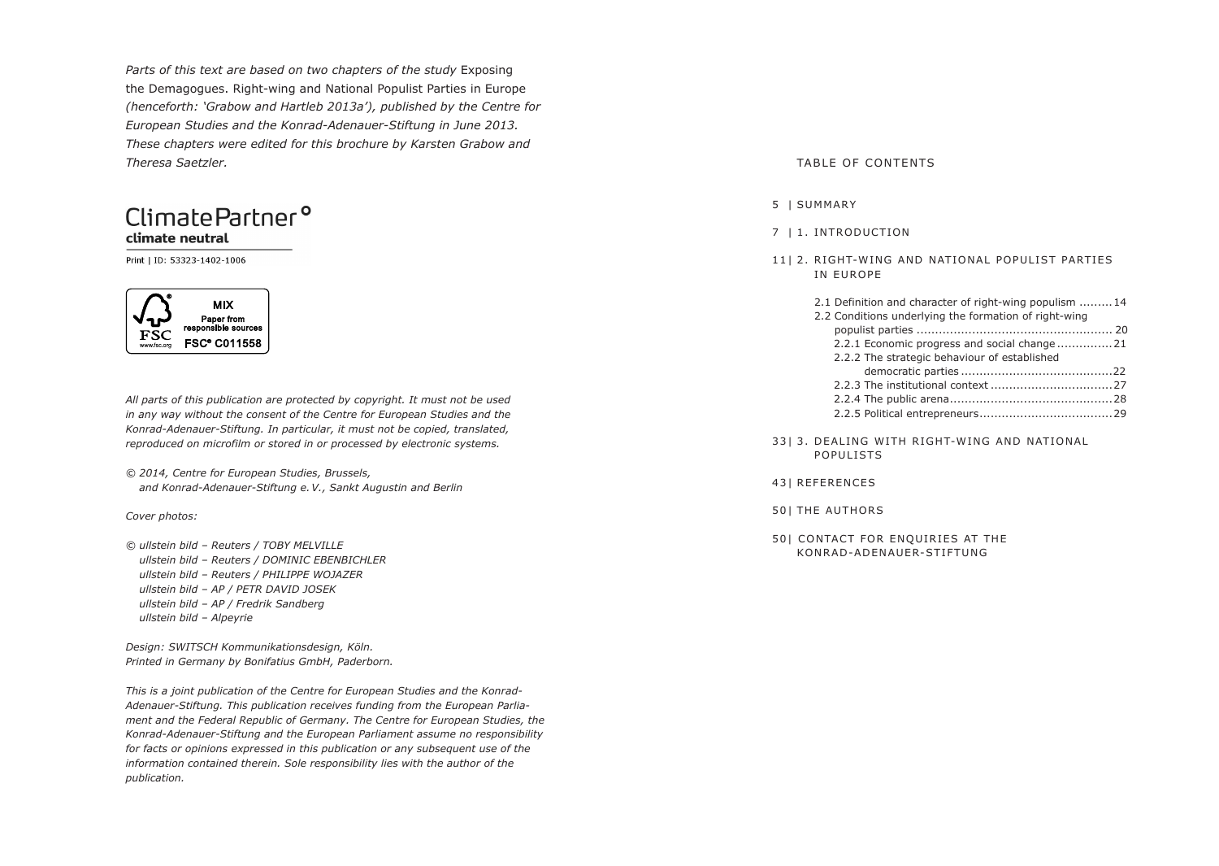*Parts of this text are based on two chapters of the study* Exposing the Demagogues. Right-wing and National Populist Parties in Europe *(henceforth: 'Grabow and Hartleb 2013a'), published by the Centre for European Studies and the Konrad-Adenauer-Stiftung in June 2013. These chapters were edited for this brochure by Karsten Grabow and Theresa Saetzler.*

ClimatePartner
climate neutral

Print | ID: 53323-1402-1006

MIX
Paper from responsible sources
FSC® C011558

*All parts of this publication are protected by copyright. It must not be used in any way without the consent of the Centre for European Studies and the Konrad-Adenauer-Stiftung. In particular, it must not be copied, translated, reproduced on microfilm or stored in or processed by electronic systems.*

*© 2014, Centre for European Studies, Brussels, and Konrad-Adenauer-Stiftung e.V., Sankt Augustin and Berlin*

*Cover photos:*

*© ullstein bild – Reuters / TOBY MELVILLE*
*ullstein bild – Reuters / DOMINIC EBENBICHLER*
*ullstein bild – Reuters / PHILIPPE WOJAZER*
*ullstein bild – AP / PETR DAVID JOSEK*
*ullstein bild – AP / Fredrik Sandberg*
*ullstein bild – Alpeyrie*

*Design: SWITSCH Kommunikationsdesign, Köln.*
*Printed in Germany by Bonifatius GmbH, Paderborn.*

*This is a joint publication of the Centre for European Studies and the Konrad-Adenauer-Stiftung. This publication receives funding from the European Parliament and the Federal Republic of Germany. The Centre for European Studies, the Konrad-Adenauer-Stiftung and the European Parliament assume no responsibility for facts or opinions expressed in this publication or any subsequent use of the information contained therein. Sole responsibility lies with the author of the publication.*

# TABLE OF CONTENTS

5 | SUMMARY

7 | 1. INTRODUCTION

11 | 2. RIGHT-WING AND NATIONAL POPULIST PARTIES IN EUROPE

- 2.1 Definition and character of right-wing populism ......... 14
- 2.2 Conditions underlying the formation of right-wing populist parties ......... 20
  - 2.2.1 Economic progress and social change ......... 21
  - 2.2.2 The strategic behaviour of established democratic parties ......... 22
  - 2.2.3 The institutional context ......... 27
  - 2.2.4 The public arena ......... 28
  - 2.2.5 Political entrepreneurs ......... 29

33 | 3. DEALING WITH RIGHT-WING AND NATIONAL POPULISTS

43 | REFERENCES

50 | THE AUTHORS

50 | CONTACT FOR ENQUIRIES AT THE KONRAD-ADENAUER-STIFTUNG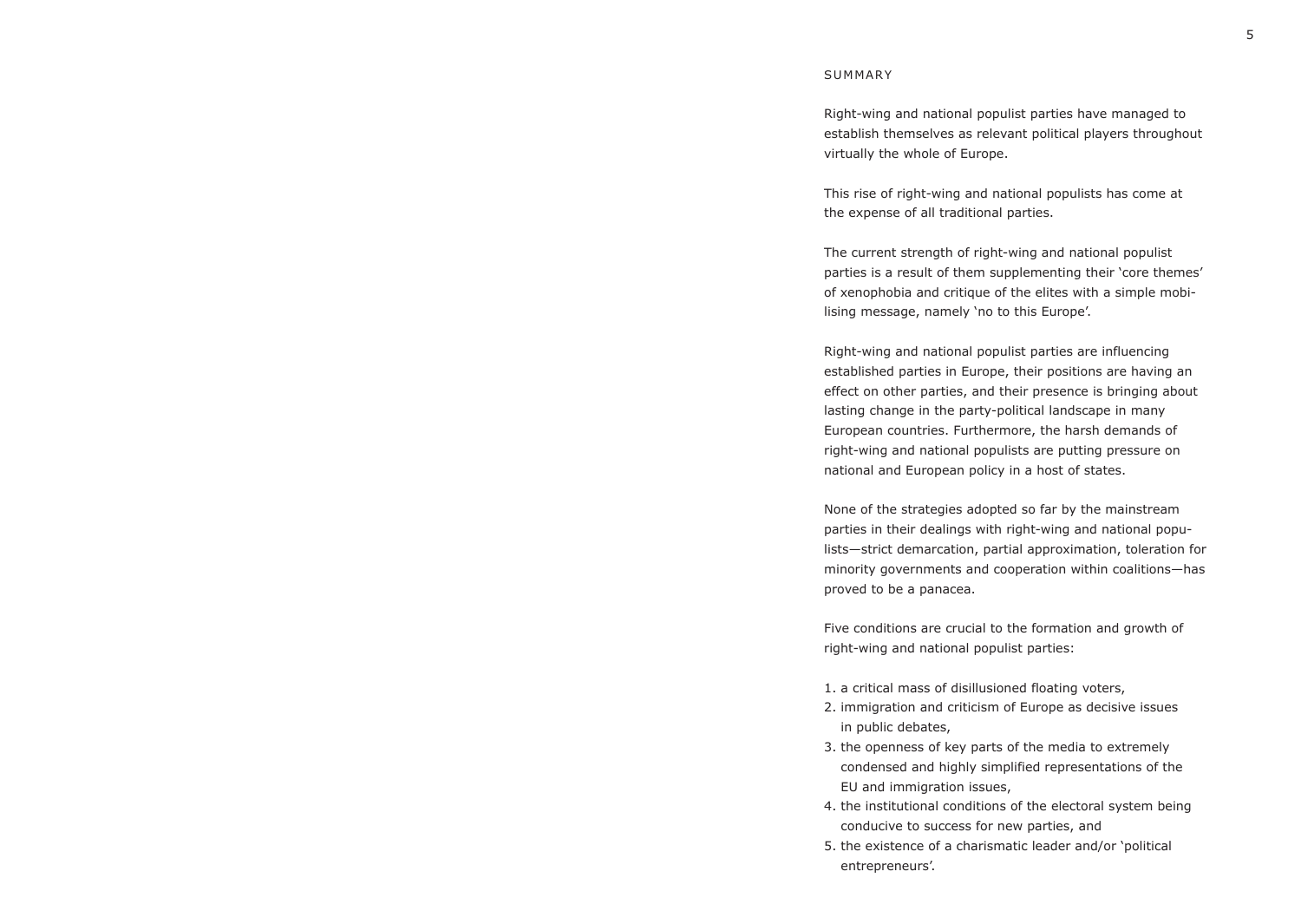## SUMMARY

Right-wing and national populist parties have managed to establish themselves as relevant political players throughout virtually the whole of Europe.

This rise of right-wing and national populists has come at the expense of all traditional parties.

The current strength of right-wing and national populist parties is a result of them supplementing their 'core themes' of xenophobia and critique of the elites with a simple mobilising message, namely 'no to this Europe'.

Right-wing and national populist parties are influencing established parties in Europe, their positions are having an effect on other parties, and their presence is bringing about lasting change in the party-political landscape in many European countries. Furthermore, the harsh demands of right-wing and national populists are putting pressure on national and European policy in a host of states.

None of the strategies adopted so far by the mainstream parties in their dealings with right-wing and national populists—strict demarcation, partial approximation, toleration for minority governments and cooperation within coalitions—has proved to be a panacea.

Five conditions are crucial to the formation and growth of right-wing and national populist parties:

1. a critical mass of disillusioned floating voters,
2. immigration and criticism of Europe as decisive issues in public debates,
3. the openness of key parts of the media to extremely condensed and highly simplified representations of the EU and immigration issues,
4. the institutional conditions of the electoral system being conducive to success for new parties, and
5. the existence of a charismatic leader and/or 'political entrepreneurs'.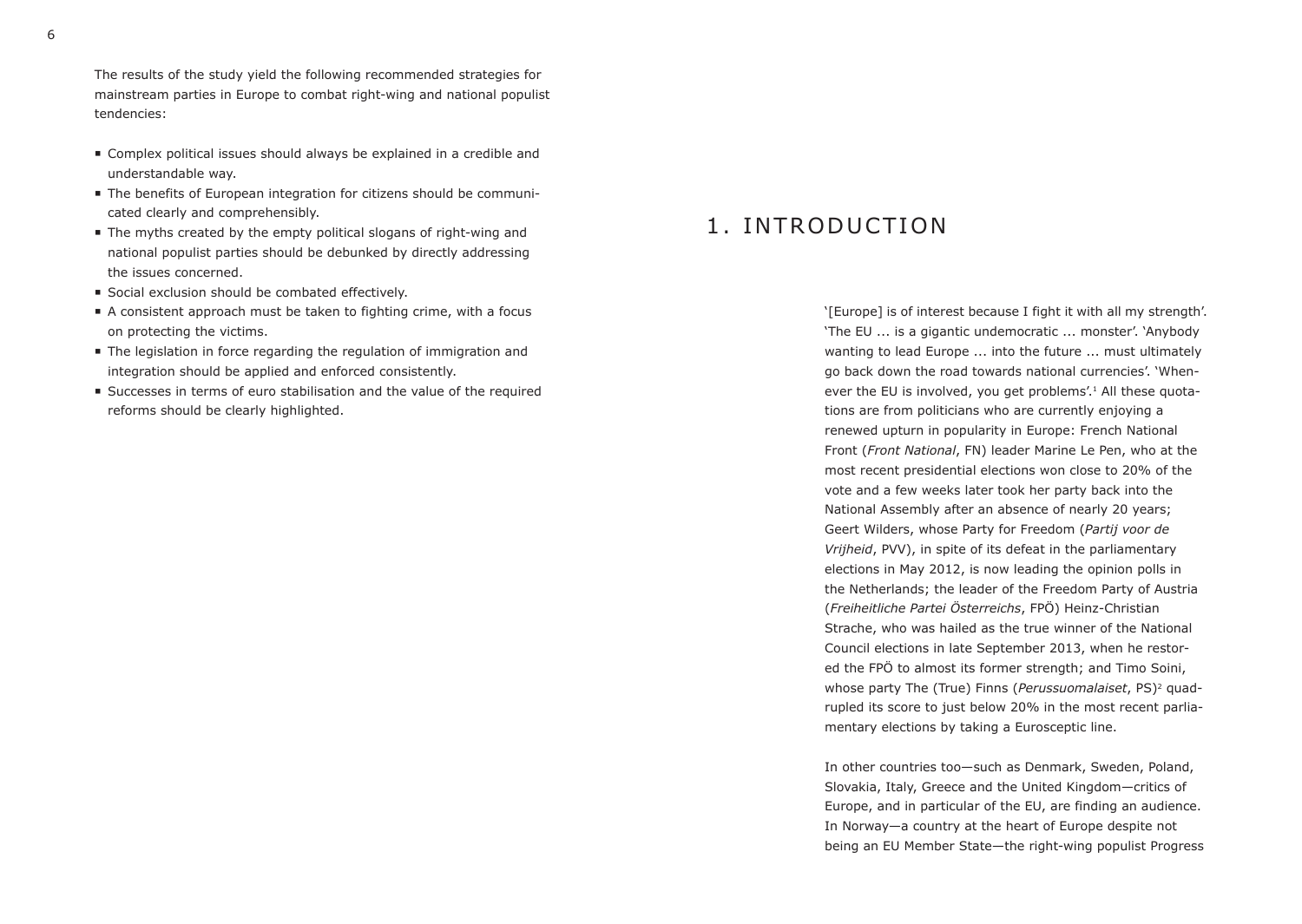The results of the study yield the following recommended strategies for mainstream parties in Europe to combat right-wing and national populist tendencies:

- Complex political issues should always be explained in a credible and understandable way.
- The benefits of European integration for citizens should be communicated clearly and comprehensibly.
- The myths created by the empty political slogans of right-wing and national populist parties should be debunked by directly addressing the issues concerned.
- Social exclusion should be combated effectively.
- A consistent approach must be taken to fighting crime, with a focus on protecting the victims.
- The legislation in force regarding the regulation of immigration and integration should be applied and enforced consistently.
- Successes in terms of euro stabilisation and the value of the required reforms should be clearly highlighted.

# 1. INTRODUCTION

'[Europe] is of interest because I fight it with all my strength'. 'The EU ... is a gigantic undemocratic ... monster'. 'Anybody wanting to lead Europe ... into the future ... must ultimately go back down the road towards national currencies'. 'Whenever the EU is involved, you get problems'.[1] All these quotations are from politicians who are currently enjoying a renewed upturn in popularity in Europe: French National Front (*Front National*, FN) leader Marine Le Pen, who at the most recent presidential elections won close to 20% of the vote and a few weeks later took her party back into the National Assembly after an absence of nearly 20 years; Geert Wilders, whose Party for Freedom (*Partij voor de Vrijheid*, PVV), in spite of its defeat in the parliamentary elections in May 2012, is now leading the opinion polls in the Netherlands; the leader of the Freedom Party of Austria (*Freiheitliche Partei Österreichs*, FPÖ) Heinz-Christian Strache, who was hailed as the true winner of the National Council elections in late September 2013, when he restored the FPÖ to almost its former strength; and Timo Soini, whose party The (True) Finns (*Perussuomalaiset*, PS)[2] quadrupled its score to just below 20% in the most recent parliamentary elections by taking a Eurosceptic line.

In other countries too—such as Denmark, Sweden, Poland, Slovakia, Italy, Greece and the United Kingdom—critics of Europe, and in particular of the EU, are finding an audience. In Norway—a country at the heart of Europe despite not being an EU Member State—the right-wing populist Progress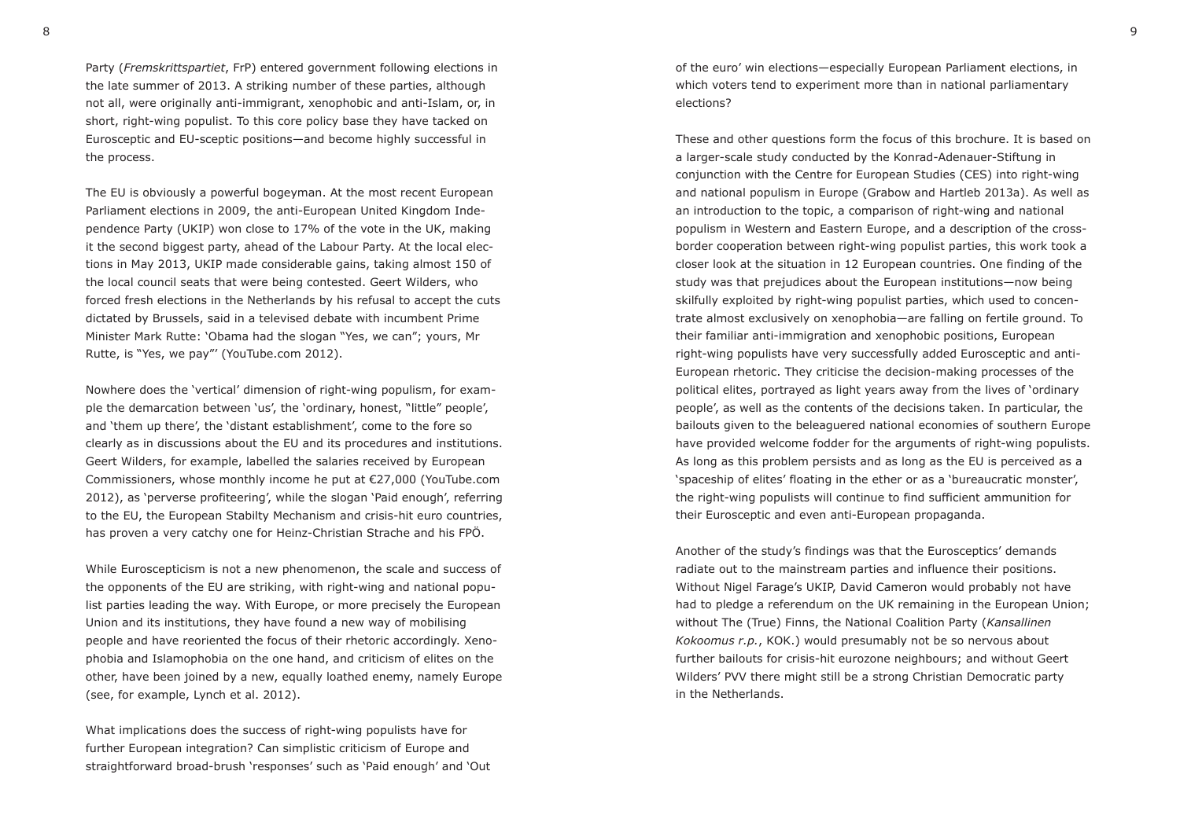Party (*Fremskrittspartiet*, FrP) entered government following elections in the late summer of 2013. A striking number of these parties, although not all, were originally anti-immigrant, xenophobic and anti-Islam, or, in short, right-wing populist. To this core policy base they have tacked on Eurosceptic and EU-sceptic positions—and become highly successful in the process.

The EU is obviously a powerful bogeyman. At the most recent European Parliament elections in 2009, the anti-European United Kingdom Independence Party (UKIP) won close to 17% of the vote in the UK, making it the second biggest party, ahead of the Labour Party. At the local elections in May 2013, UKIP made considerable gains, taking almost 150 of the local council seats that were being contested. Geert Wilders, who forced fresh elections in the Netherlands by his refusal to accept the cuts dictated by Brussels, said in a televised debate with incumbent Prime Minister Mark Rutte: 'Obama had the slogan "Yes, we can"; yours, Mr Rutte, is "Yes, we pay"' (YouTube.com 2012).

Nowhere does the 'vertical' dimension of right-wing populism, for example the demarcation between 'us', the 'ordinary, honest, "little" people', and 'them up there', the 'distant establishment', come to the fore so clearly as in discussions about the EU and its procedures and institutions. Geert Wilders, for example, labelled the salaries received by European Commissioners, whose monthly income he put at €27,000 (YouTube.com 2012), as 'perverse profiteering', while the slogan 'Paid enough', referring to the EU, the European Stabilty Mechanism and crisis-hit euro countries, has proven a very catchy one for Heinz-Christian Strache and his FPÖ.

While Euroscepticism is not a new phenomenon, the scale and success of the opponents of the EU are striking, with right-wing and national populist parties leading the way. With Europe, or more precisely the European Union and its institutions, they have found a new way of mobilising people and have reoriented the focus of their rhetoric accordingly. Xenophobia and Islamophobia on the one hand, and criticism of elites on the other, have been joined by a new, equally loathed enemy, namely Europe (see, for example, Lynch et al. 2012).

What implications does the success of right-wing populists have for further European integration? Can simplistic criticism of Europe and straightforward broad-brush 'responses' such as 'Paid enough' and 'Out of the euro' win elections—especially European Parliament elections, in which voters tend to experiment more than in national parliamentary elections?

These and other questions form the focus of this brochure. It is based on a larger-scale study conducted by the Konrad-Adenauer-Stiftung in conjunction with the Centre for European Studies (CES) into right-wing and national populism in Europe (Grabow and Hartleb 2013a). As well as an introduction to the topic, a comparison of right-wing and national populism in Western and Eastern Europe, and a description of the cross-border cooperation between right-wing populist parties, this work took a closer look at the situation in 12 European countries. One finding of the study was that prejudices about the European institutions—now being skilfully exploited by right-wing populist parties, which used to concentrate almost exclusively on xenophobia—are falling on fertile ground. To their familiar anti-immigration and xenophobic positions, European right-wing populists have very successfully added Eurosceptic and anti-European rhetoric. They criticise the decision-making processes of the political elites, portrayed as light years away from the lives of 'ordinary people', as well as the contents of the decisions taken. In particular, the bailouts given to the beleaguered national economies of southern Europe have provided welcome fodder for the arguments of right-wing populists. As long as this problem persists and as long as the EU is perceived as a 'spaceship of elites' floating in the ether or as a 'bureaucratic monster', the right-wing populists will continue to find sufficient ammunition for their Eurosceptic and even anti-European propaganda.

Another of the study's findings was that the Eurosceptics' demands radiate out to the mainstream parties and influence their positions. Without Nigel Farage's UKIP, David Cameron would probably not have had to pledge a referendum on the UK remaining in the European Union; without The (True) Finns, the National Coalition Party (*Kansallinen Kokoomus r.p.*, KOK.) would presumably not be so nervous about further bailouts for crisis-hit eurozone neighbours; and without Geert Wilders' PVV there might still be a strong Christian Democratic party in the Netherlands.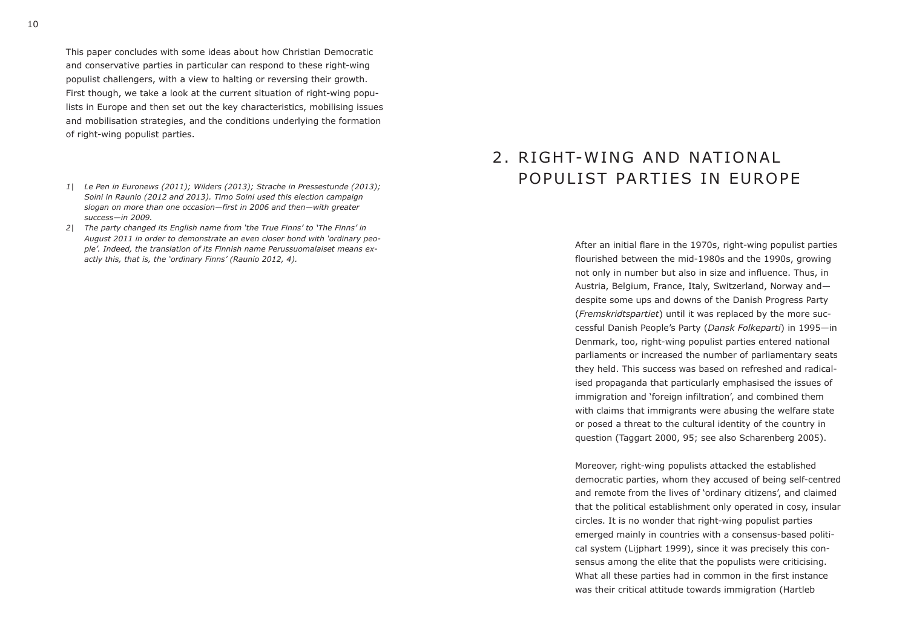This paper concludes with some ideas about how Christian Democratic and conservative parties in particular can respond to these right-wing populist challengers, with a view to halting or reversing their growth. First though, we take a look at the current situation of right-wing populists in Europe and then set out the key characteristics, mobilising issues and mobilisation strategies, and the conditions underlying the formation of right-wing populist parties.

*1| Le Pen in Euronews (2011); Wilders (2013); Strache in Pressestunde (2013); Soini in Raunio (2012 and 2013). Timo Soini used this election campaign slogan on more than one occasion—first in 2006 and then—with greater success—in 2009.*

*2| The party changed its English name from 'the True Finns' to 'The Finns' in August 2011 in order to demonstrate an even closer bond with 'ordinary people'. Indeed, the translation of its Finnish name Perussuomalaiset means exactly this, that is, the 'ordinary Finns' (Raunio 2012, 4).*

## 2. RIGHT-WING AND NATIONAL POPULIST PARTIES IN EUROPE

After an initial flare in the 1970s, right-wing populist parties flourished between the mid-1980s and the 1990s, growing not only in number but also in size and influence. Thus, in Austria, Belgium, France, Italy, Switzerland, Norway and—despite some ups and downs of the Danish Progress Party (*Fremskridtspartiet*) until it was replaced by the more successful Danish People's Party (*Dansk Folkeparti*) in 1995—in Denmark, too, right-wing populist parties entered national parliaments or increased the number of parliamentary seats they held. This success was based on refreshed and radicalised propaganda that particularly emphasised the issues of immigration and 'foreign infiltration', and combined them with claims that immigrants were abusing the welfare state or posed a threat to the cultural identity of the country in question (Taggart 2000, 95; see also Scharenberg 2005).

Moreover, right-wing populists attacked the established democratic parties, whom they accused of being self-centred and remote from the lives of 'ordinary citizens', and claimed that the political establishment only operated in cosy, insular circles. It is no wonder that right-wing populist parties emerged mainly in countries with a consensus-based political system (Lijphart 1999), since it was precisely this consensus among the elite that the populists were criticising. What all these parties had in common in the first instance was their critical attitude towards immigration (Hartleb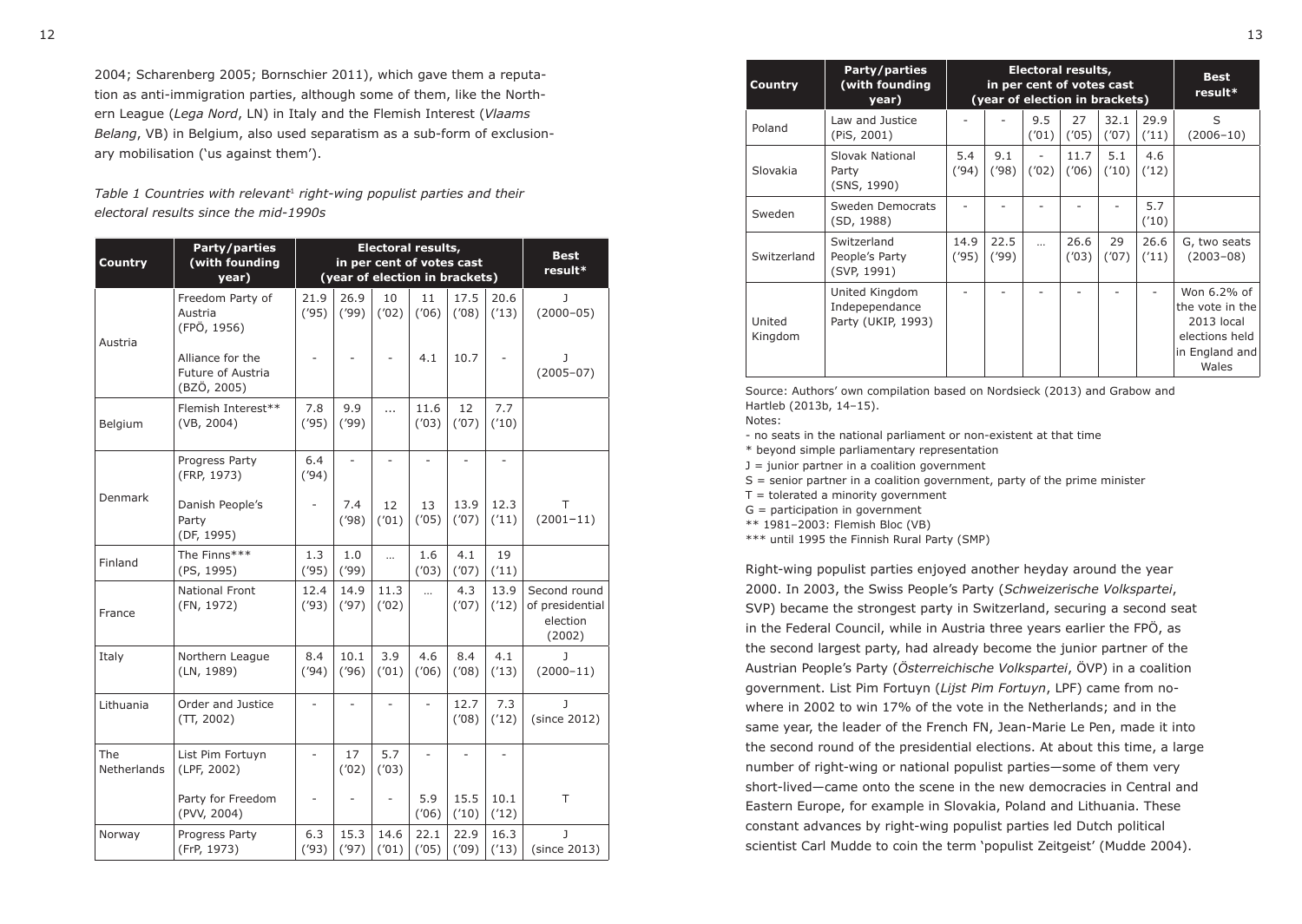2004; Scharenberg 2005; Bornschier 2011), which gave them a reputation as anti-immigration parties, although some of them, like the Northern League (*Lega Nord*, LN) in Italy and the Flemish Interest (*Vlaams Belang*, VB) in Belgium, also used separatism as a sub-form of exclusionary mobilisation ('us against them').

*Table 1 Countries with relevant*[1] *right-wing populist parties and their electoral results since the mid-1990s*

| Country | Party/parties (with founding year) | Electoral results, in per cent of votes cast (year of election in brackets) | | | | | | Best result* |
|---|---|---|---|---|---|---|---|---|
| Austria | Freedom Party of Austria (FPÖ, 1956) | 21.9 ('95) | 26.9 ('99) | 10 ('02) | 11 ('06) | 17.5 ('08) | 20.6 ('13) | J (2000–05) |
| | Alliance for the Future of Austria (BZÖ, 2005) | - | - | - | 4.1 | 10.7 | - | J (2005–07) |
| Belgium | Flemish Interest** (VB, 2004) | 7.8 ('95) | 9.9 ('99) | … | 11.6 ('03) | 12 ('07) | 7.7 ('10) | |
| Denmark | Progress Party (FRP, 1973) | 6.4 ('94) | - | - | - | - | - | |
| | Danish People's Party (DF, 1995) | - | 7.4 ('98) | 12 ('01) | 13 ('05) | 13.9 ('07) | 12.3 ('11) | T (2001–11) |
| Finland | The Finns*** (PS, 1995) | 1.3 ('95) | 1.0 ('99) | … | 1.6 ('03) | 4.1 ('07) | 19 ('11) | |
| France | National Front (FN, 1972) | 12.4 ('93) | 14.9 ('97) | 11.3 ('02) | … | 4.3 ('07) | 13.9 ('12) | Second round of presidential election (2002) |
| Italy | Northern League (LN, 1989) | 8.4 ('94) | 10.1 ('96) | 3.9 ('01) | 4.6 ('06) | 8.4 ('08) | 4.1 ('13) | J (2000–11) |
| Lithuania | Order and Justice (TT, 2002) | - | - | - | - | 12.7 ('08) | 7.3 ('12) | J (since 2012) |
| The Netherlands | List Pim Fortuyn (LPF, 2002) | - | 17 ('02) | 5.7 ('03) | - | - | - | |
| | Party for Freedom (PVV, 2004) | - | - | - | 5.9 ('06) | 15.5 ('10) | 10.1 ('12) | T |
| Norway | Progress Party (FrP, 1973) | 6.3 ('93) | 15.3 ('97) | 14.6 ('01) | 22.1 ('05) | 22.9 ('09) | 16.3 ('13) | J (since 2013) |
| Poland | Law and Justice (PiS, 2001) | - | - | 9.5 ('01) | 27 ('05) | 32.1 ('07) | 29.9 ('11) | S (2006–10) |
| Slovakia | Slovak National Party (SNS, 1990) | 5.4 ('94) | 9.1 ('98) | - ('02) | 11.7 ('06) | 5.1 ('10) | 4.6 ('12) | |
| Sweden | Sweden Democrats (SD, 1988) | - | - | - | - | - | 5.7 ('10) | |
| Switzerland | Switzerland People's Party (SVP, 1991) | 14.9 ('95) | 22.5 ('99) | … | 26.6 ('03) | 29 ('07) | 26.6 ('11) | G, two seats (2003–08) |
| United Kingdom | United Kingdom Indepependance Party (UKIP, 1993) | - | - | - | - | - | - | Won 6.2% of the vote in the 2013 local elections held in England and Wales |

Source: Authors' own compilation based on Nordsieck (2013) and Grabow and Hartleb (2013b, 14–15).

Notes:

- no seats in the national parliament or non-existent at that time

\* beyond simple parliamentary representation

J = junior partner in a coalition government

S = senior partner in a coalition government, party of the prime minister

T = tolerated a minority government

G = participation in government

** 1981–2003: Flemish Bloc (VB)

*** until 1995 the Finnish Rural Party (SMP)

Right-wing populist parties enjoyed another heyday around the year 2000. In 2003, the Swiss People's Party (*Schweizerische Volkspartei*, SVP) became the strongest party in Switzerland, securing a second seat in the Federal Council, while in Austria three years earlier the FPÖ, as the second largest party, had already become the junior partner of the Austrian People's Party (*Österreichische Volkspartei*, ÖVP) in a coalition government. List Pim Fortuyn (*Lijst Pim Fortuyn*, LPF) came from nowhere in 2002 to win 17% of the vote in the Netherlands; and in the same year, the leader of the French FN, Jean-Marie Le Pen, made it into the second round of the presidential elections. At about this time, a large number of right-wing or national populist parties—some of them very short-lived—came onto the scene in the new democracies in Central and Eastern Europe, for example in Slovakia, Poland and Lithuania. These constant advances by right-wing populist parties led Dutch political scientist Carl Mudde to coin the term 'populist Zeitgeist' (Mudde 2004).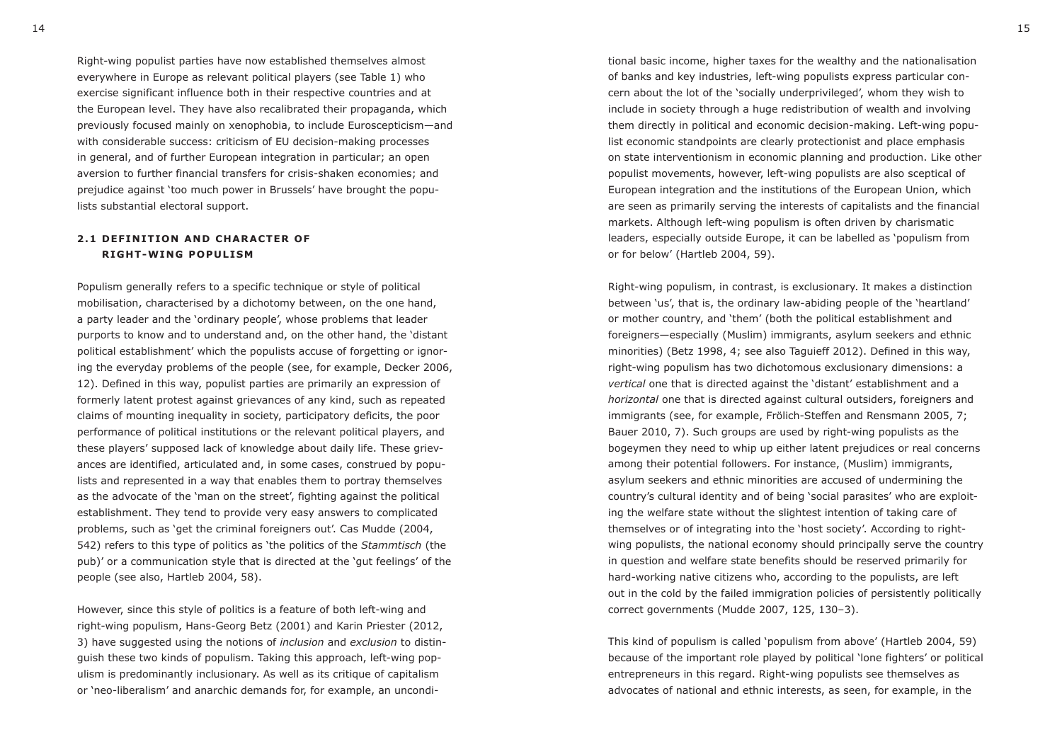Right-wing populist parties have now established themselves almost everywhere in Europe as relevant political players (see Table 1) who exercise significant influence both in their respective countries and at the European level. They have also recalibrated their propaganda, which previously focused mainly on xenophobia, to include Euroscepticism—and with considerable success: criticism of EU decision-making processes in general, and of further European integration in particular; an open aversion to further financial transfers for crisis-shaken economies; and prejudice against 'too much power in Brussels' have brought the populists substantial electoral support.

## 2.1 DEFINITION AND CHARACTER OF RIGHT-WING POPULISM

Populism generally refers to a specific technique or style of political mobilisation, characterised by a dichotomy between, on the one hand, a party leader and the 'ordinary people', whose problems that leader purports to know and to understand and, on the other hand, the 'distant political establishment' which the populists accuse of forgetting or ignoring the everyday problems of the people (see, for example, Decker 2006, 12). Defined in this way, populist parties are primarily an expression of formerly latent protest against grievances of any kind, such as repeated claims of mounting inequality in society, participatory deficits, the poor performance of political institutions or the relevant political players, and these players' supposed lack of knowledge about daily life. These grievances are identified, articulated and, in some cases, construed by populists and represented in a way that enables them to portray themselves as the advocate of the 'man on the street', fighting against the political establishment. They tend to provide very easy answers to complicated problems, such as 'get the criminal foreigners out'. Cas Mudde (2004, 542) refers to this type of politics as 'the politics of the *Stammtisch* (the pub)' or a communication style that is directed at the 'gut feelings' of the people (see also, Hartleb 2004, 58).

However, since this style of politics is a feature of both left-wing and right-wing populism, Hans-Georg Betz (2001) and Karin Priester (2012, 3) have suggested using the notions of *inclusion* and *exclusion* to distinguish these two kinds of populism. Taking this approach, left-wing populism is predominantly inclusionary. As well as its critique of capitalism or 'neo-liberalism' and anarchic demands for, for example, an unconditional basic income, higher taxes for the wealthy and the nationalisation of banks and key industries, left-wing populists express particular concern about the lot of the 'socially underprivileged', whom they wish to include in society through a huge redistribution of wealth and involving them directly in political and economic decision-making. Left-wing populist economic standpoints are clearly protectionist and place emphasis on state interventionism in economic planning and production. Like other populist movements, however, left-wing populists are also sceptical of European integration and the institutions of the European Union, which are seen as primarily serving the interests of capitalists and the financial markets. Although left-wing populism is often driven by charismatic leaders, especially outside Europe, it can be labelled as 'populism from or for below' (Hartleb 2004, 59).

Right-wing populism, in contrast, is exclusionary. It makes a distinction between 'us', that is, the ordinary law-abiding people of the 'heartland' or mother country, and 'them' (both the political establishment and foreigners—especially (Muslim) immigrants, asylum seekers and ethnic minorities) (Betz 1998, 4; see also Taguieff 2012). Defined in this way, right-wing populism has two dichotomous exclusionary dimensions: a *vertical* one that is directed against the 'distant' establishment and a *horizontal* one that is directed against cultural outsiders, foreigners and immigrants (see, for example, Frölich-Steffen and Rensmann 2005, 7; Bauer 2010, 7). Such groups are used by right-wing populists as the bogeymen they need to whip up either latent prejudices or real concerns among their potential followers. For instance, (Muslim) immigrants, asylum seekers and ethnic minorities are accused of undermining the country's cultural identity and of being 'social parasites' who are exploiting the welfare state without the slightest intention of taking care of themselves or of integrating into the 'host society'. According to right-wing populists, the national economy should principally serve the country in question and welfare state benefits should be reserved primarily for hard-working native citizens who, according to the populists, are left out in the cold by the failed immigration policies of persistently politically correct governments (Mudde 2007, 125, 130–3).

This kind of populism is called 'populism from above' (Hartleb 2004, 59) because of the important role played by political 'lone fighters' or political entrepreneurs in this regard. Right-wing populists see themselves as advocates of national and ethnic interests, as seen, for example, in the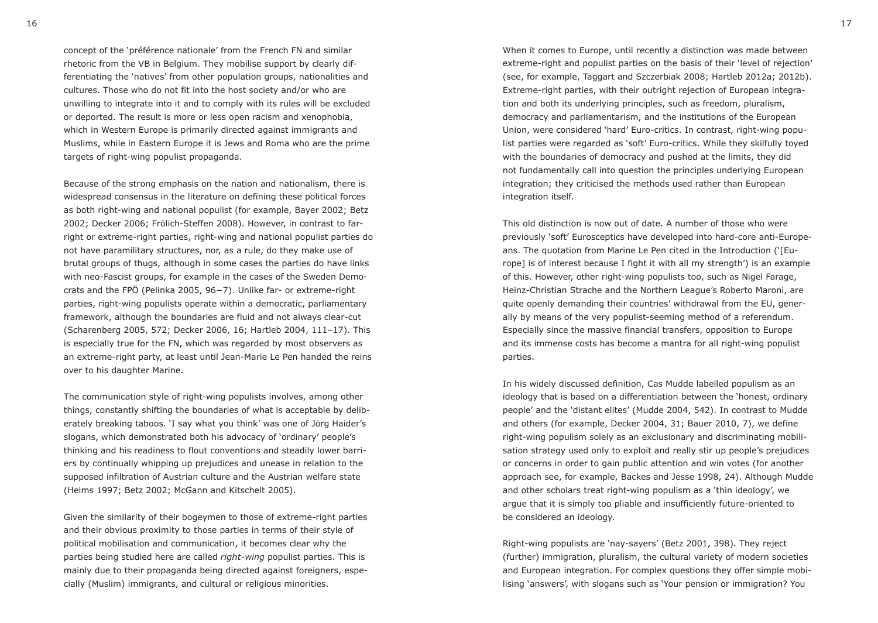concept of the 'préférence nationale' from the French FN and similar rhetoric from the VB in Belgium. They mobilise support by clearly differentiating the 'natives' from other population groups, nationalities and cultures. Those who do not fit into the host society and/or who are unwilling to integrate into it and to comply with its rules will be excluded or deported. The result is more or less open racism and xenophobia, which in Western Europe is primarily directed against immigrants and Muslims, while in Eastern Europe it is Jews and Roma who are the prime targets of right-wing populist propaganda.

Because of the strong emphasis on the nation and nationalism, there is widespread consensus in the literature on defining these political forces as both right-wing and national populist (for example, Bayer 2002; Betz 2002; Decker 2006; Frölich-Steffen 2008). However, in contrast to far-right or extreme-right parties, right-wing and national populist parties do not have paramilitary structures, nor, as a rule, do they make use of brutal groups of thugs, although in some cases the parties do have links with neo-Fascist groups, for example in the cases of the Sweden Democrats and the FPÖ (Pelinka 2005, 96–7). Unlike far- or extreme-right parties, right-wing populists operate within a democratic, parliamentary framework, although the boundaries are fluid and not always clear-cut (Scharenberg 2005, 572; Decker 2006, 16; Hartleb 2004, 111–17). This is especially true for the FN, which was regarded by most observers as an extreme-right party, at least until Jean-Marie Le Pen handed the reins over to his daughter Marine.

The communication style of right-wing populists involves, among other things, constantly shifting the boundaries of what is acceptable by deliberately breaking taboos. 'I say what you think' was one of Jörg Haider's slogans, which demonstrated both his advocacy of 'ordinary' people's thinking and his readiness to flout conventions and steadily lower barriers by continually whipping up prejudices and unease in relation to the supposed infiltration of Austrian culture and the Austrian welfare state (Helms 1997; Betz 2002; McGann and Kitschelt 2005).

Given the similarity of their bogeymen to those of extreme-right parties and their obvious proximity to those parties in terms of their style of political mobilisation and communication, it becomes clear why the parties being studied here are called *right-wing* populist parties. This is mainly due to their propaganda being directed against foreigners, especially (Muslim) immigrants, and cultural or religious minorities.

When it comes to Europe, until recently a distinction was made between extreme-right and populist parties on the basis of their 'level of rejection' (see, for example, Taggart and Szczerbiak 2008; Hartleb 2012a; 2012b). Extreme-right parties, with their outright rejection of European integration and both its underlying principles, such as freedom, pluralism, democracy and parliamentarism, and the institutions of the European Union, were considered 'hard' Euro-critics. In contrast, right-wing populist parties were regarded as 'soft' Euro-critics. While they skilfully toyed with the boundaries of democracy and pushed at the limits, they did not fundamentally call into question the principles underlying European integration; they criticised the methods used rather than European integration itself.

This old distinction is now out of date. A number of those who were previously 'soft' Eurosceptics have developed into hard-core anti-Europeans. The quotation from Marine Le Pen cited in the Introduction ('[Europe] is of interest because I fight it with all my strength') is an example of this. However, other right-wing populists too, such as Nigel Farage, Heinz-Christian Strache and the Northern League's Roberto Maroni, are quite openly demanding their countries' withdrawal from the EU, generally by means of the very populist-seeming method of a referendum. Especially since the massive financial transfers, opposition to Europe and its immense costs has become a mantra for all right-wing populist parties.

In his widely discussed definition, Cas Mudde labelled populism as an ideology that is based on a differentiation between the 'honest, ordinary people' and the 'distant elites' (Mudde 2004, 542). In contrast to Mudde and others (for example, Decker 2004, 31; Bauer 2010, 7), we define right-wing populism solely as an exclusionary and discriminating mobilisation strategy used only to exploit and really stir up people's prejudices or concerns in order to gain public attention and win votes (for another approach see, for example, Backes and Jesse 1998, 24). Although Mudde and other scholars treat right-wing populism as a 'thin ideology', we argue that it is simply too pliable and insufficiently future-oriented to be considered an ideology.

Right-wing populists are 'nay-sayers' (Betz 2001, 398). They reject (further) immigration, pluralism, the cultural variety of modern societies and European integration. For complex questions they offer simple mobilising 'answers', with slogans such as 'Your pension or immigration? You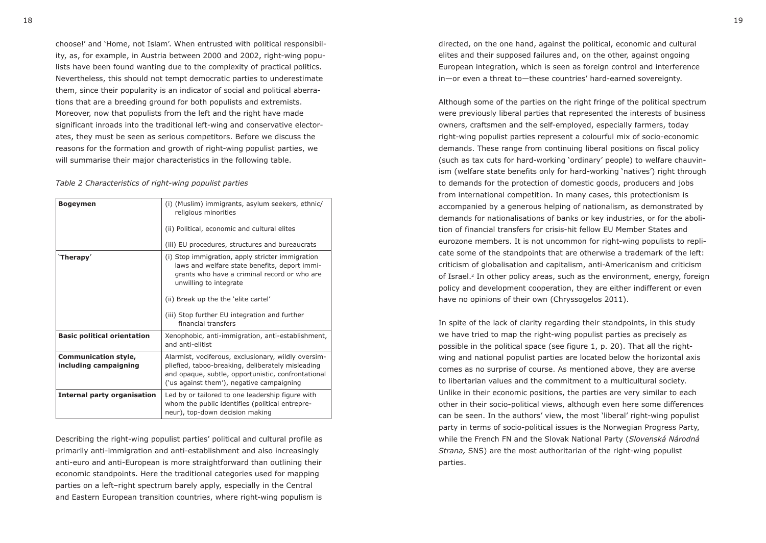choose!' and 'Home, not Islam'. When entrusted with political responsibility, as, for example, in Austria between 2000 and 2002, right-wing populists have been found wanting due to the complexity of practical politics. Nevertheless, this should not tempt democratic parties to underestimate them, since their popularity is an indicator of social and political aberrations that are a breeding ground for both populists and extremists. Moreover, now that populists from the left and the right have made significant inroads into the traditional left-wing and conservative electorates, they must be seen as serious competitors. Before we discuss the reasons for the formation and growth of right-wing populist parties, we will summarise their major characteristics in the following table.

*Table 2 Characteristics of right-wing populist parties*

| | |
|---|---|
| **Bogeymen** | (i) (Muslim) immigrants, asylum seekers, ethnic/religious minorities<br><br>(ii) Political, economic and cultural elites<br><br>(iii) EU procedures, structures and bureaucrats |
| **'Therapy'** | (i) Stop immigration, apply stricter immigration laws and welfare state benefits, deport immigrants who have a criminal record or who are unwilling to integrate<br><br>(ii) Break up the the 'elite cartel'<br><br>(iii) Stop further EU integration and further financial transfers |
| **Basic political orientation** | Xenophobic, anti-immigration, anti-establishment, and anti-elitist |
| **Communication style, including campaigning** | Alarmist, vociferous, exclusionary, wildly oversimplified, taboo-breaking, deliberately misleading and opaque, subtle, opportunistic, confrontational ('us against them'), negative campaigning |
| **Internal party organisation** | Led by or tailored to one leadership figure with whom the public identifies (political entrepreneur), top-down decision making |

Describing the right-wing populist parties' political and cultural profile as primarily anti-immigration and anti-establishment and also increasingly anti-euro and anti-European is more straightforward than outlining their economic standpoints. Here the traditional categories used for mapping parties on a left–right spectrum barely apply, especially in the Central and Eastern European transition countries, where right-wing populism is directed, on the one hand, against the political, economic and cultural elites and their supposed failures and, on the other, against ongoing European integration, which is seen as foreign control and interference in—or even a threat to—these countries' hard-earned sovereignty.

Although some of the parties on the right fringe of the political spectrum were previously liberal parties that represented the interests of business owners, craftsmen and the self-employed, especially farmers, today right-wing populist parties represent a colourful mix of socio-economic demands. These range from continuing liberal positions on fiscal policy (such as tax cuts for hard-working 'ordinary' people) to welfare chauvinism (welfare state benefits only for hard-working 'natives') right through to demands for the protection of domestic goods, producers and jobs from international competition. In many cases, this protectionism is accompanied by a generous helping of nationalism, as demonstrated by demands for nationalisations of banks or key industries, or for the abolition of financial transfers for crisis-hit fellow EU Member States and eurozone members. It is not uncommon for right-wing populists to replicate some of the standpoints that are otherwise a trademark of the left: criticism of globalisation and capitalism, anti-Americanism and criticism of Israel.[2] In other policy areas, such as the environment, energy, foreign policy and development cooperation, they are either indifferent or even have no opinions of their own (Chryssogelos 2011).

In spite of the lack of clarity regarding their standpoints, in this study we have tried to map the right-wing populist parties as precisely as possible in the political space (see figure 1, p. 20). That all the right-wing and national populist parties are located below the horizontal axis comes as no surprise of course. As mentioned above, they are averse to libertarian values and the commitment to a multicultural society. Unlike in their economic positions, the parties are very similar to each other in their socio-political views, although even here some differences can be seen. In the authors' view, the most 'liberal' right-wing populist party in terms of socio-political issues is the Norwegian Progress Party, while the French FN and the Slovak National Party (*Slovenská Národná Strana,* SNS) are the most authoritarian of the right-wing populist parties.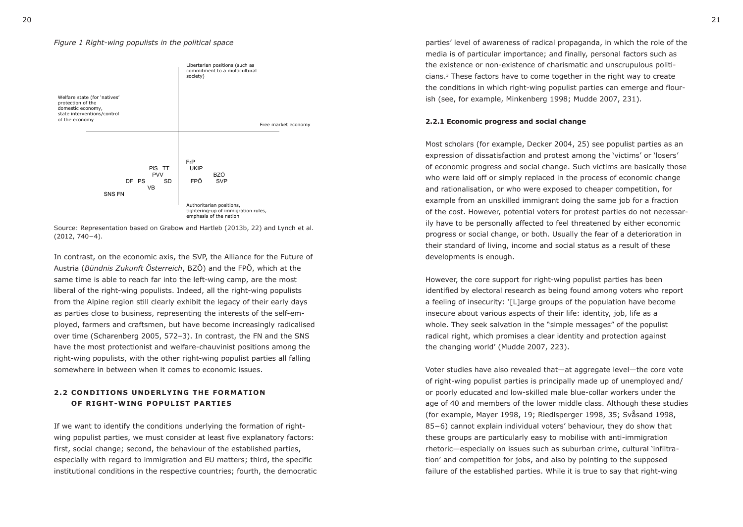*Figure 1 Right-wing populists in the political space*

Libertarian positions (such as commitment to a multicultural society)

Welfare state (for 'natives' protection of the domestic economy, state interventions/control of the economy

Free market economy

FrP
UKIP
BZÖ
FPÖ SVP
PiS TT
PVV
DF PS SD
VB
SNS FN

Authoritarian positions, tightering-up of immigration rules, emphasis of the nation

Source: Representation based on Grabow and Hartleb (2013b, 22) and Lynch et al. (2012, 740–4).

In contrast, on the economic axis, the SVP, the Alliance for the Future of Austria (*Bündnis Zukunft Österreich*, BZÖ) and the FPÖ, which at the same time is able to reach far into the left-wing camp, are the most liberal of the right-wing populists. Indeed, all the right-wing populists from the Alpine region still clearly exhibit the legacy of their early days as parties close to business, representing the interests of the self-employed, farmers and craftsmen, but have become increasingly radicalised over time (Scharenberg 2005, 572–3). In contrast, the FN and the SNS have the most protectionist and welfare-chauvinist positions among the right-wing populists, with the other right-wing populist parties all falling somewhere in between when it comes to economic issues.

## 2.2 CONDITIONS UNDERLYING THE FORMATION OF RIGHT-WING POPULIST PARTIES

If we want to identify the conditions underlying the formation of right-wing populist parties, we must consider at least five explanatory factors: first, social change; second, the behaviour of the established parties, especially with regard to immigration and EU matters; third, the specific institutional conditions in the respective countries; fourth, the democratic parties' level of awareness of radical propaganda, in which the role of the media is of particular importance; and finally, personal factors such as the existence or non-existence of charismatic and unscrupulous politicians.[3] These factors have to come together in the right way to create the conditions in which right-wing populist parties can emerge and flourish (see, for example, Minkenberg 1998; Mudde 2007, 231).

### 2.2.1 Economic progress and social change

Most scholars (for example, Decker 2004, 25) see populist parties as an expression of dissatisfaction and protest among the 'victims' or 'losers' of economic progress and social change. Such victims are basically those who were laid off or simply replaced in the process of economic change and rationalisation, or who were exposed to cheaper competition, for example from an unskilled immigrant doing the same job for a fraction of the cost. However, potential voters for protest parties do not necessarily have to be personally affected to feel threatened by either economic progress or social change, or both. Usually the fear of a deterioration in their standard of living, income and social status as a result of these developments is enough.

However, the core support for right-wing populist parties has been identified by electoral research as being found among voters who report a feeling of insecurity: '[L]arge groups of the population have become insecure about various aspects of their life: identity, job, life as a whole. They seek salvation in the "simple messages" of the populist radical right, which promises a clear identity and protection against the changing world' (Mudde 2007, 223).

Voter studies have also revealed that—at aggregate level—the core vote of right-wing populist parties is principally made up of unemployed and/or poorly educated and low-skilled male blue-collar workers under the age of 40 and members of the lower middle class. Although these studies (for example, Mayer 1998, 19; Riedlsperger 1998, 35; Svåsand 1998, 85–6) cannot explain individual voters' behaviour, they do show that these groups are particularly easy to mobilise with anti-immigration rhetoric—especially on issues such as suburban crime, cultural 'infiltration' and competition for jobs, and also by pointing to the supposed failure of the established parties. While it is true to say that right-wing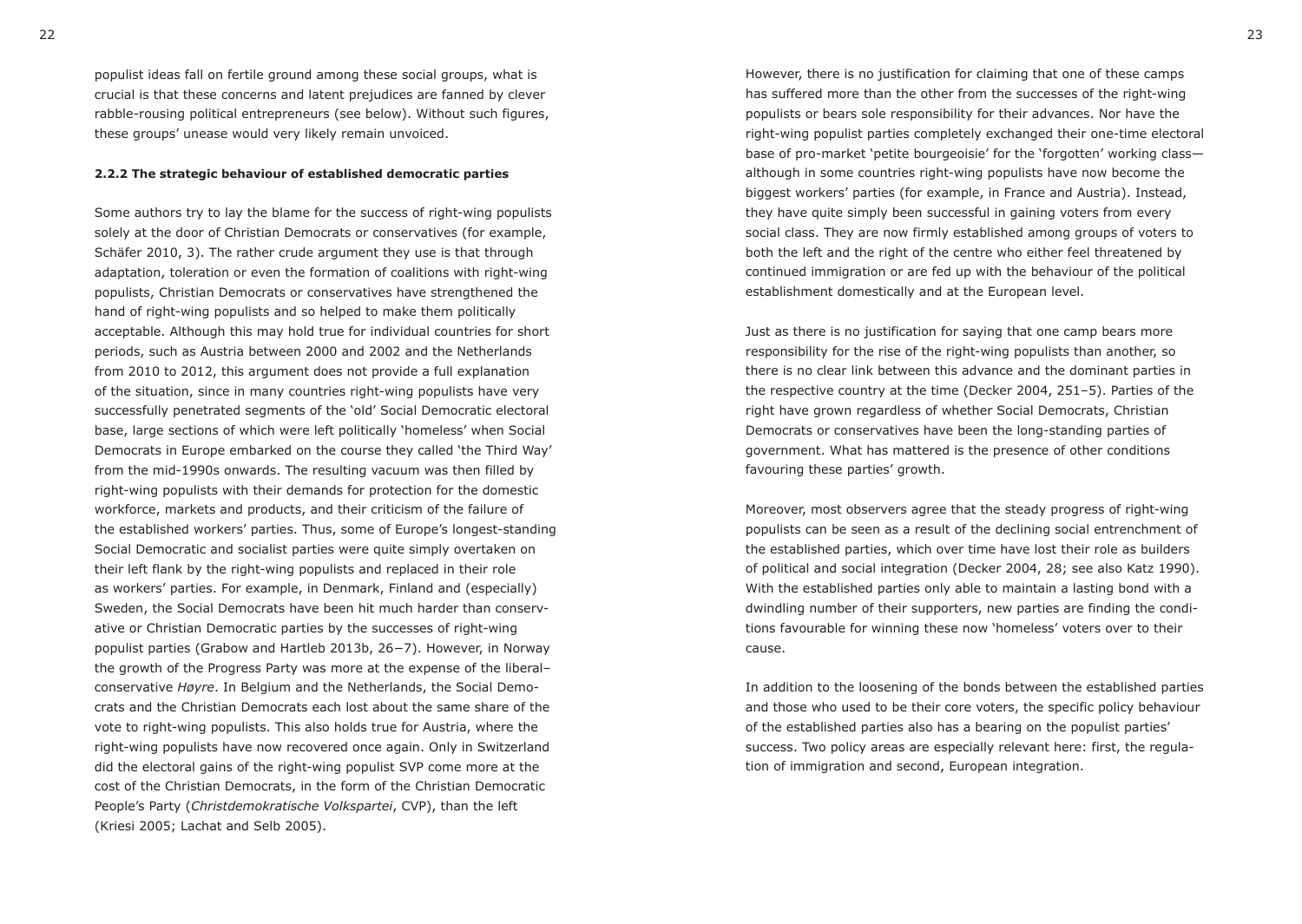populist ideas fall on fertile ground among these social groups, what is crucial is that these concerns and latent prejudices are fanned by clever rabble-rousing political entrepreneurs (see below). Without such figures, these groups' unease would very likely remain unvoiced.

#### 2.2.2 The strategic behaviour of established democratic parties

Some authors try to lay the blame for the success of right-wing populists solely at the door of Christian Democrats or conservatives (for example, Schäfer 2010, 3). The rather crude argument they use is that through adaptation, toleration or even the formation of coalitions with right-wing populists, Christian Democrats or conservatives have strengthened the hand of right-wing populists and so helped to make them politically acceptable. Although this may hold true for individual countries for short periods, such as Austria between 2000 and 2002 and the Netherlands from 2010 to 2012, this argument does not provide a full explanation of the situation, since in many countries right-wing populists have very successfully penetrated segments of the 'old' Social Democratic electoral base, large sections of which were left politically 'homeless' when Social Democrats in Europe embarked on the course they called 'the Third Way' from the mid-1990s onwards. The resulting vacuum was then filled by right-wing populists with their demands for protection for the domestic workforce, markets and products, and their criticism of the failure of the established workers' parties. Thus, some of Europe's longest-standing Social Democratic and socialist parties were quite simply overtaken on their left flank by the right-wing populists and replaced in their role as workers' parties. For example, in Denmark, Finland and (especially) Sweden, the Social Democrats have been hit much harder than conservative or Christian Democratic parties by the successes of right-wing populist parties (Grabow and Hartleb 2013b, 26−7). However, in Norway the growth of the Progress Party was more at the expense of the liberal–conservative *Høyre*. In Belgium and the Netherlands, the Social Democrats and the Christian Democrats each lost about the same share of the vote to right-wing populists. This also holds true for Austria, where the right-wing populists have now recovered once again. Only in Switzerland did the electoral gains of the right-wing populist SVP come more at the cost of the Christian Democrats, in the form of the Christian Democratic People's Party (*Christdemokratische Volkspartei*, CVP), than the left (Kriesi 2005; Lachat and Selb 2005).

However, there is no justification for claiming that one of these camps has suffered more than the other from the successes of the right-wing populists or bears sole responsibility for their advances. Nor have the right-wing populist parties completely exchanged their one-time electoral base of pro-market 'petite bourgeoisie' for the 'forgotten' working class—although in some countries right-wing populists have now become the biggest workers' parties (for example, in France and Austria). Instead, they have quite simply been successful in gaining voters from every social class. They are now firmly established among groups of voters to both the left and the right of the centre who either feel threatened by continued immigration or are fed up with the behaviour of the political establishment domestically and at the European level.

Just as there is no justification for saying that one camp bears more responsibility for the rise of the right-wing populists than another, so there is no clear link between this advance and the dominant parties in the respective country at the time (Decker 2004, 251–5). Parties of the right have grown regardless of whether Social Democrats, Christian Democrats or conservatives have been the long-standing parties of government. What has mattered is the presence of other conditions favouring these parties' growth.

Moreover, most observers agree that the steady progress of right-wing populists can be seen as a result of the declining social entrenchment of the established parties, which over time have lost their role as builders of political and social integration (Decker 2004, 28; see also Katz 1990). With the established parties only able to maintain a lasting bond with a dwindling number of their supporters, new parties are finding the conditions favourable for winning these now 'homeless' voters over to their cause.

In addition to the loosening of the bonds between the established parties and those who used to be their core voters, the specific policy behaviour of the established parties also has a bearing on the populist parties' success. Two policy areas are especially relevant here: first, the regulation of immigration and second, European integration.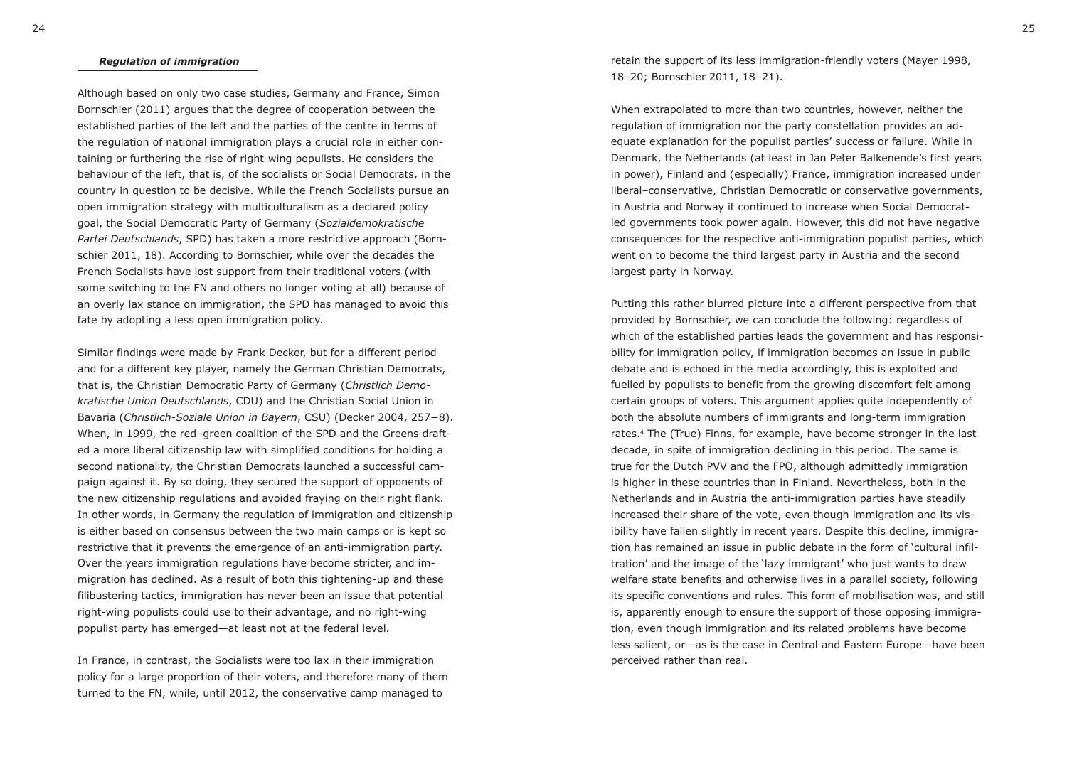### *Regulation of immigration*

Although based on only two case studies, Germany and France, Simon Bornschier (2011) argues that the degree of cooperation between the established parties of the left and the parties of the centre in terms of the regulation of national immigration plays a crucial role in either containing or furthering the rise of right-wing populists. He considers the behaviour of the left, that is, of the socialists or Social Democrats, in the country in question to be decisive. While the French Socialists pursue an open immigration strategy with multiculturalism as a declared policy goal, the Social Democratic Party of Germany (*Sozialdemokratische Partei Deutschlands*, SPD) has taken a more restrictive approach (Bornschier 2011, 18). According to Bornschier, while over the decades the French Socialists have lost support from their traditional voters (with some switching to the FN and others no longer voting at all) because of an overly lax stance on immigration, the SPD has managed to avoid this fate by adopting a less open immigration policy.

Similar findings were made by Frank Decker, but for a different period and for a different key player, namely the German Christian Democrats, that is, the Christian Democratic Party of Germany (*Christlich Demokratische Union Deutschlands*, CDU) and the Christian Social Union in Bavaria (*Christlich-Soziale Union in Bayern*, CSU) (Decker 2004, 257–8). When, in 1999, the red–green coalition of the SPD and the Greens drafted a more liberal citizenship law with simplified conditions for holding a second nationality, the Christian Democrats launched a successful campaign against it. By so doing, they secured the support of opponents of the new citizenship regulations and avoided fraying on their right flank. In other words, in Germany the regulation of immigration and citizenship is either based on consensus between the two main camps or is kept so restrictive that it prevents the emergence of an anti-immigration party. Over the years immigration regulations have become stricter, and immigration has declined. As a result of both this tightening-up and these filibustering tactics, immigration has never been an issue that potential right-wing populists could use to their advantage, and no right-wing populist party has emerged—at least not at the federal level.

In France, in contrast, the Socialists were too lax in their immigration policy for a large proportion of their voters, and therefore many of them turned to the FN, while, until 2012, the conservative camp managed to retain the support of its less immigration-friendly voters (Mayer 1998, 18–20; Bornschier 2011, 18–21).

When extrapolated to more than two countries, however, neither the regulation of immigration nor the party constellation provides an adequate explanation for the populist parties' success or failure. While in Denmark, the Netherlands (at least in Jan Peter Balkenende's first years in power), Finland and (especially) France, immigration increased under liberal–conservative, Christian Democratic or conservative governments, in Austria and Norway it continued to increase when Social Democrat-led governments took power again. However, this did not have negative consequences for the respective anti-immigration populist parties, which went on to become the third largest party in Austria and the second largest party in Norway.

Putting this rather blurred picture into a different perspective from that provided by Bornschier, we can conclude the following: regardless of which of the established parties leads the government and has responsibility for immigration policy, if immigration becomes an issue in public debate and is echoed in the media accordingly, this is exploited and fuelled by populists to benefit from the growing discomfort felt among certain groups of voters. This argument applies quite independently of both the absolute numbers of immigrants and long-term immigration rates.[4] The (True) Finns, for example, have become stronger in the last decade, in spite of immigration declining in this period. The same is true for the Dutch PVV and the FPÖ, although admittedly immigration is higher in these countries than in Finland. Nevertheless, both in the Netherlands and in Austria the anti-immigration parties have steadily increased their share of the vote, even though immigration and its visibility have fallen slightly in recent years. Despite this decline, immigration has remained an issue in public debate in the form of 'cultural infiltration' and the image of the 'lazy immigrant' who just wants to draw welfare state benefits and otherwise lives in a parallel society, following its specific conventions and rules. This form of mobilisation was, and still is, apparently enough to ensure the support of those opposing immigration, even though immigration and its related problems have become less salient, or—as is the case in Central and Eastern Europe—have been perceived rather than real.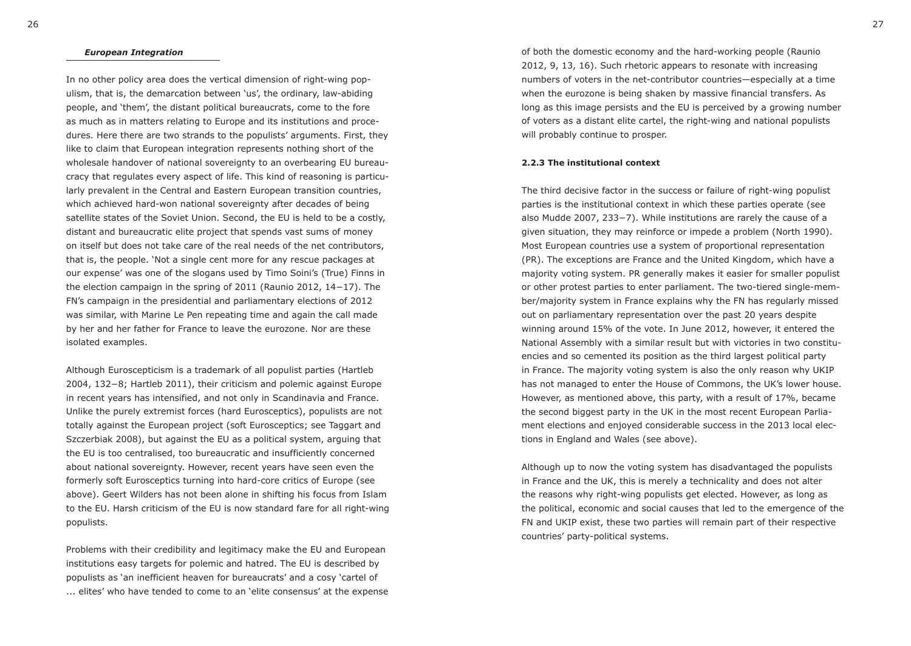#### *European Integration*

In no other policy area does the vertical dimension of right-wing populism, that is, the demarcation between 'us', the ordinary, law-abiding people, and 'them', the distant political bureaucrats, come to the fore as much as in matters relating to Europe and its institutions and procedures. Here there are two strands to the populists' arguments. First, they like to claim that European integration represents nothing short of the wholesale handover of national sovereignty to an overbearing EU bureaucracy that regulates every aspect of life. This kind of reasoning is particularly prevalent in the Central and Eastern European transition countries, which achieved hard-won national sovereignty after decades of being satellite states of the Soviet Union. Second, the EU is held to be a costly, distant and bureaucratic elite project that spends vast sums of money on itself but does not take care of the real needs of the net contributors, that is, the people. 'Not a single cent more for any rescue packages at our expense' was one of the slogans used by Timo Soini's (True) Finns in the election campaign in the spring of 2011 (Raunio 2012, 14−17). The FN's campaign in the presidential and parliamentary elections of 2012 was similar, with Marine Le Pen repeating time and again the call made by her and her father for France to leave the eurozone. Nor are these isolated examples.

Although Euroscepticism is a trademark of all populist parties (Hartleb 2004, 132−8; Hartleb 2011), their criticism and polemic against Europe in recent years has intensified, and not only in Scandinavia and France. Unlike the purely extremist forces (hard Eurosceptics), populists are not totally against the European project (soft Eurosceptics; see Taggart and Szczerbiak 2008), but against the EU as a political system, arguing that the EU is too centralised, too bureaucratic and insufficiently concerned about national sovereignty. However, recent years have seen even the formerly soft Eurosceptics turning into hard-core critics of Europe (see above). Geert Wilders has not been alone in shifting his focus from Islam to the EU. Harsh criticism of the EU is now standard fare for all right-wing populists.

Problems with their credibility and legitimacy make the EU and European institutions easy targets for polemic and hatred. The EU is described by populists as 'an inefficient heaven for bureaucrats' and a cosy 'cartel of ... elites' who have tended to come to an 'elite consensus' at the expense of both the domestic economy and the hard-working people (Raunio 2012, 9, 13, 16). Such rhetoric appears to resonate with increasing numbers of voters in the net-contributor countries—especially at a time when the eurozone is being shaken by massive financial transfers. As long as this image persists and the EU is perceived by a growing number of voters as a distant elite cartel, the right-wing and national populists will probably continue to prosper.

### 2.2.3 The institutional context

The third decisive factor in the success or failure of right-wing populist parties is the institutional context in which these parties operate (see also Mudde 2007, 233−7). While institutions are rarely the cause of a given situation, they may reinforce or impede a problem (North 1990). Most European countries use a system of proportional representation (PR). The exceptions are France and the United Kingdom, which have a majority voting system. PR generally makes it easier for smaller populist or other protest parties to enter parliament. The two-tiered single-member/majority system in France explains why the FN has regularly missed out on parliamentary representation over the past 20 years despite winning around 15% of the vote. In June 2012, however, it entered the National Assembly with a similar result but with victories in two constituencies and so cemented its position as the third largest political party in France. The majority voting system is also the only reason why UKIP has not managed to enter the House of Commons, the UK's lower house. However, as mentioned above, this party, with a result of 17%, became the second biggest party in the UK in the most recent European Parliament elections and enjoyed considerable success in the 2013 local elections in England and Wales (see above).

Although up to now the voting system has disadvantaged the populists in France and the UK, this is merely a technicality and does not alter the reasons why right-wing populists get elected. However, as long as the political, economic and social causes that led to the emergence of the FN and UKIP exist, these two parties will remain part of their respective countries' party-political systems.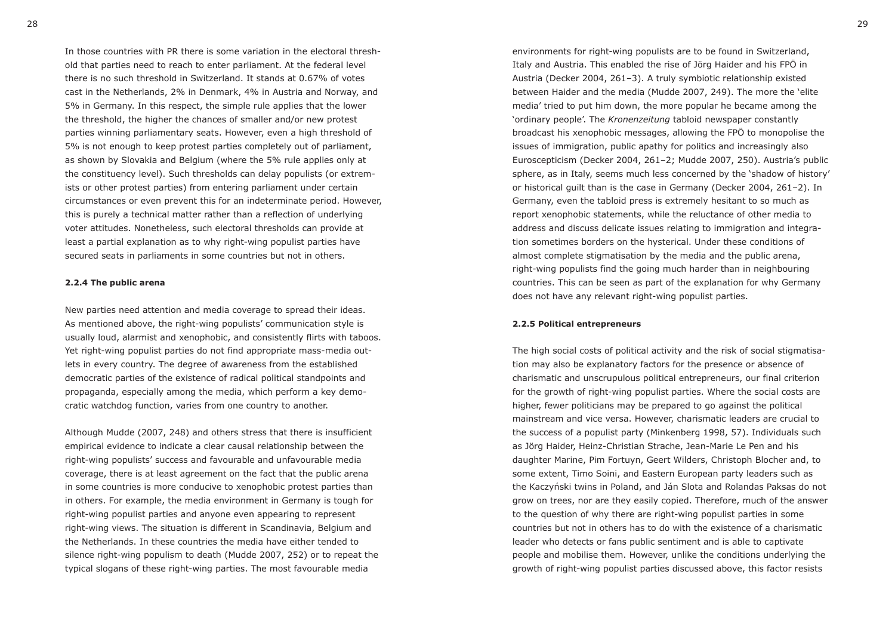In those countries with PR there is some variation in the electoral threshold that parties need to reach to enter parliament. At the federal level there is no such threshold in Switzerland. It stands at 0.67% of votes cast in the Netherlands, 2% in Denmark, 4% in Austria and Norway, and 5% in Germany. In this respect, the simple rule applies that the lower the threshold, the higher the chances of smaller and/or new protest parties winning parliamentary seats. However, even a high threshold of 5% is not enough to keep protest parties completely out of parliament, as shown by Slovakia and Belgium (where the 5% rule applies only at the constituency level). Such thresholds can delay populists (or extremists or other protest parties) from entering parliament under certain circumstances or even prevent this for an indeterminate period. However, this is purely a technical matter rather than a reflection of underlying voter attitudes. Nonetheless, such electoral thresholds can provide at least a partial explanation as to why right-wing populist parties have secured seats in parliaments in some countries but not in others.

#### 2.2.4 The public arena

New parties need attention and media coverage to spread their ideas. As mentioned above, the right-wing populists' communication style is usually loud, alarmist and xenophobic, and consistently flirts with taboos. Yet right-wing populist parties do not find appropriate mass-media outlets in every country. The degree of awareness from the established democratic parties of the existence of radical political standpoints and propaganda, especially among the media, which perform a key democratic watchdog function, varies from one country to another.

Although Mudde (2007, 248) and others stress that there is insufficient empirical evidence to indicate a clear causal relationship between the right-wing populists' success and favourable and unfavourable media coverage, there is at least agreement on the fact that the public arena in some countries is more conducive to xenophobic protest parties than in others. For example, the media environment in Germany is tough for right-wing populist parties and anyone even appearing to represent right-wing views. The situation is different in Scandinavia, Belgium and the Netherlands. In these countries the media have either tended to silence right-wing populism to death (Mudde 2007, 252) or to repeat the typical slogans of these right-wing parties. The most favourable media environments for right-wing populists are to be found in Switzerland, Italy and Austria. This enabled the rise of Jörg Haider and his FPÖ in Austria (Decker 2004, 261–3). A truly symbiotic relationship existed between Haider and the media (Mudde 2007, 249). The more the 'elite media' tried to put him down, the more popular he became among the 'ordinary people'. The *Kronenzeitung* tabloid newspaper constantly broadcast his xenophobic messages, allowing the FPÖ to monopolise the issues of immigration, public apathy for politics and increasingly also Euroscepticism (Decker 2004, 261–2; Mudde 2007, 250). Austria's public sphere, as in Italy, seems much less concerned by the 'shadow of history' or historical guilt than is the case in Germany (Decker 2004, 261–2). In Germany, even the tabloid press is extremely hesitant to so much as report xenophobic statements, while the reluctance of other media to address and discuss delicate issues relating to immigration and integration sometimes borders on the hysterical. Under these conditions of almost complete stigmatisation by the media and the public arena, right-wing populists find the going much harder than in neighbouring countries. This can be seen as part of the explanation for why Germany does not have any relevant right-wing populist parties.

#### 2.2.5 Political entrepreneurs

The high social costs of political activity and the risk of social stigmatisation may also be explanatory factors for the presence or absence of charismatic and unscrupulous political entrepreneurs, our final criterion for the growth of right-wing populist parties. Where the social costs are higher, fewer politicians may be prepared to go against the political mainstream and vice versa. However, charismatic leaders are crucial to the success of a populist party (Minkenberg 1998, 57). Individuals such as Jörg Haider, Heinz-Christian Strache, Jean-Marie Le Pen and his daughter Marine, Pim Fortuyn, Geert Wilders, Christoph Blocher and, to some extent, Timo Soini, and Eastern European party leaders such as the Kaczyński twins in Poland, and Ján Slota and Rolandas Paksas do not grow on trees, nor are they easily copied. Therefore, much of the answer to the question of why there are right-wing populist parties in some countries but not in others has to do with the existence of a charismatic leader who detects or fans public sentiment and is able to captivate people and mobilise them. However, unlike the conditions underlying the growth of right-wing populist parties discussed above, this factor resists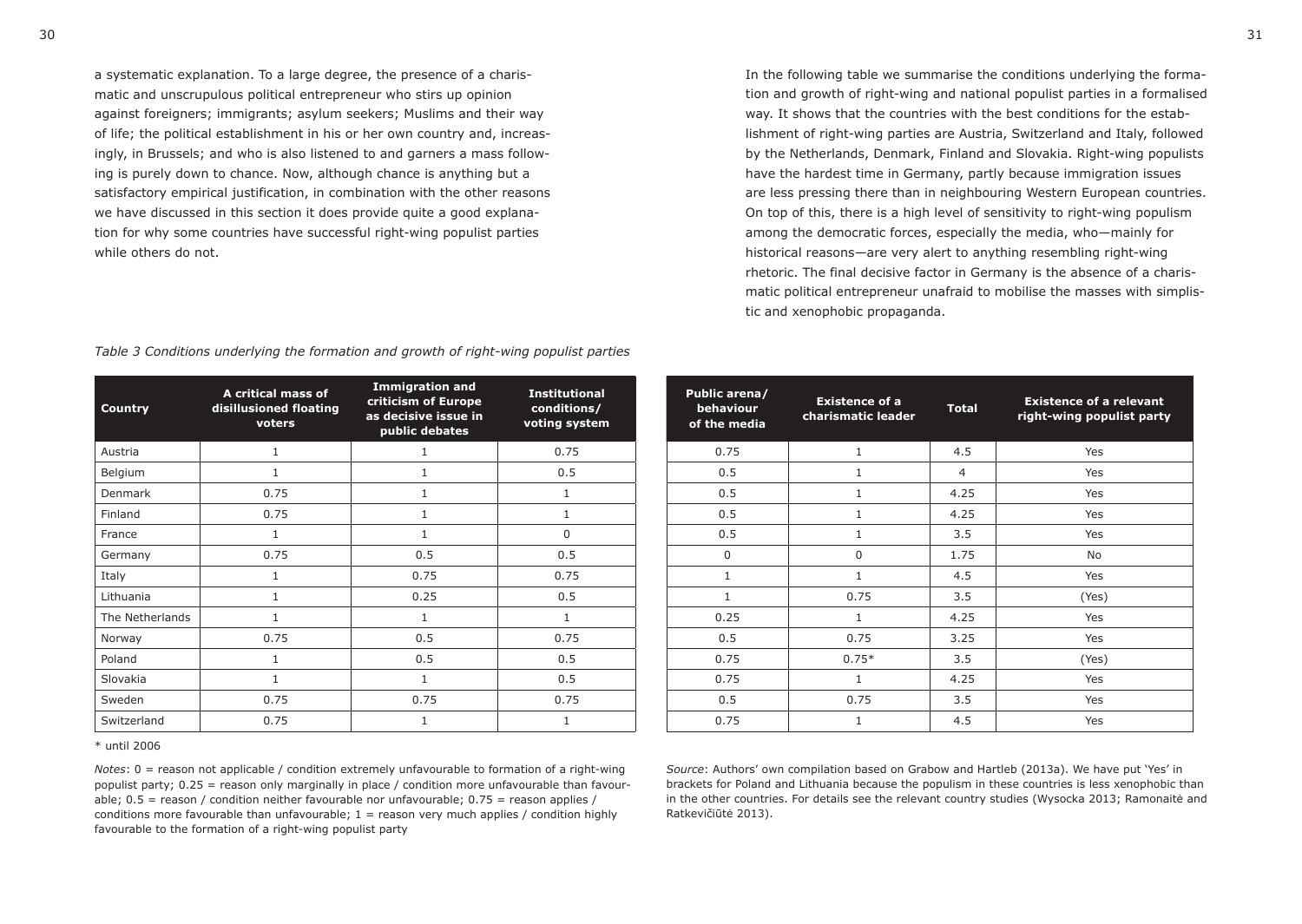a systematic explanation. To a large degree, the presence of a charismatic and unscrupulous political entrepreneur who stirs up opinion against foreigners; immigrants; asylum seekers; Muslims and their way of life; the political establishment in his or her own country and, increasingly, in Brussels; and who is also listened to and garners a mass following is purely down to chance. Now, although chance is anything but a satisfactory empirical justification, in combination with the other reasons we have discussed in this section it does provide quite a good explanation for why some countries have successful right-wing populist parties while others do not.

In the following table we summarise the conditions underlying the formation and growth of right-wing and national populist parties in a formalised way. It shows that the countries with the best conditions for the establishment of right-wing parties are Austria, Switzerland and Italy, followed by the Netherlands, Denmark, Finland and Slovakia. Right-wing populists have the hardest time in Germany, partly because immigration issues are less pressing there than in neighbouring Western European countries. On top of this, there is a high level of sensitivity to right-wing populism among the democratic forces, especially the media, who—mainly for historical reasons—are very alert to anything resembling right-wing rhetoric. The final decisive factor in Germany is the absence of a charismatic political entrepreneur unafraid to mobilise the masses with simplistic and xenophobic propaganda.

*Table 3 Conditions underlying the formation and growth of right-wing populist parties*

| Country | A critical mass of disillusioned floating voters | Immigration and criticism of Europe as decisive issue in public debates | Institutional conditions/ voting system | Public arena/ behaviour of the media | Existence of a charismatic leader | Total | Existence of a relevant right-wing populist party |
|---|---|---|---|---|---|---|---|
| Austria | 1 | 1 | 0.75 | 0.75 | 1 | 4.5 | Yes |
| Belgium | 1 | 1 | 0.5 | 0.5 | 1 | 4 | Yes |
| Denmark | 0.75 | 1 | 1 | 0.5 | 1 | 4.25 | Yes |
| Finland | 0.75 | 1 | 1 | 0.5 | 1 | 4.25 | Yes |
| France | 1 | 1 | 0 | 0.5 | 1 | 3.5 | Yes |
| Germany | 0.75 | 0.5 | 0.5 | 0 | 0 | 1.75 | No |
| Italy | 1 | 0.75 | 0.75 | 1 | 1 | 4.5 | Yes |
| Lithuania | 1 | 0.25 | 0.5 | 1 | 0.75 | 3.5 | (Yes) |
| The Netherlands | 1 | 1 | 1 | 0.25 | 1 | 4.25 | Yes |
| Norway | 0.75 | 0.5 | 0.75 | 0.5 | 0.75 | 3.25 | Yes |
| Poland | 1 | 0.5 | 0.5 | 0.75 | 0.75* | 3.5 | (Yes) |
| Slovakia | 1 | 1 | 0.5 | 0.75 | 1 | 4.25 | Yes |
| Sweden | 0.75 | 0.75 | 0.75 | 0.5 | 0.75 | 3.5 | Yes |
| Switzerland | 0.75 | 1 | 1 | 0.75 | 1 | 4.5 | Yes |

* until 2006

*Notes*: 0 = reason not applicable / condition extremely unfavourable to formation of a right-wing populist party; 0.25 = reason only marginally in place / condition more unfavourable than favourable; 0.5 = reason / condition neither favourable nor unfavourable; 0.75 = reason applies / conditions more favourable than unfavourable; 1 = reason very much applies / condition highly favourable to the formation of a right-wing populist party

*Source*: Authors' own compilation based on Grabow and Hartleb (2013a). We have put 'Yes' in brackets for Poland and Lithuania because the populism in these countries is less xenophobic than in the other countries. For details see the relevant country studies (Wysocka 2013; Ramonaitė and Ratkevičiūtė 2013).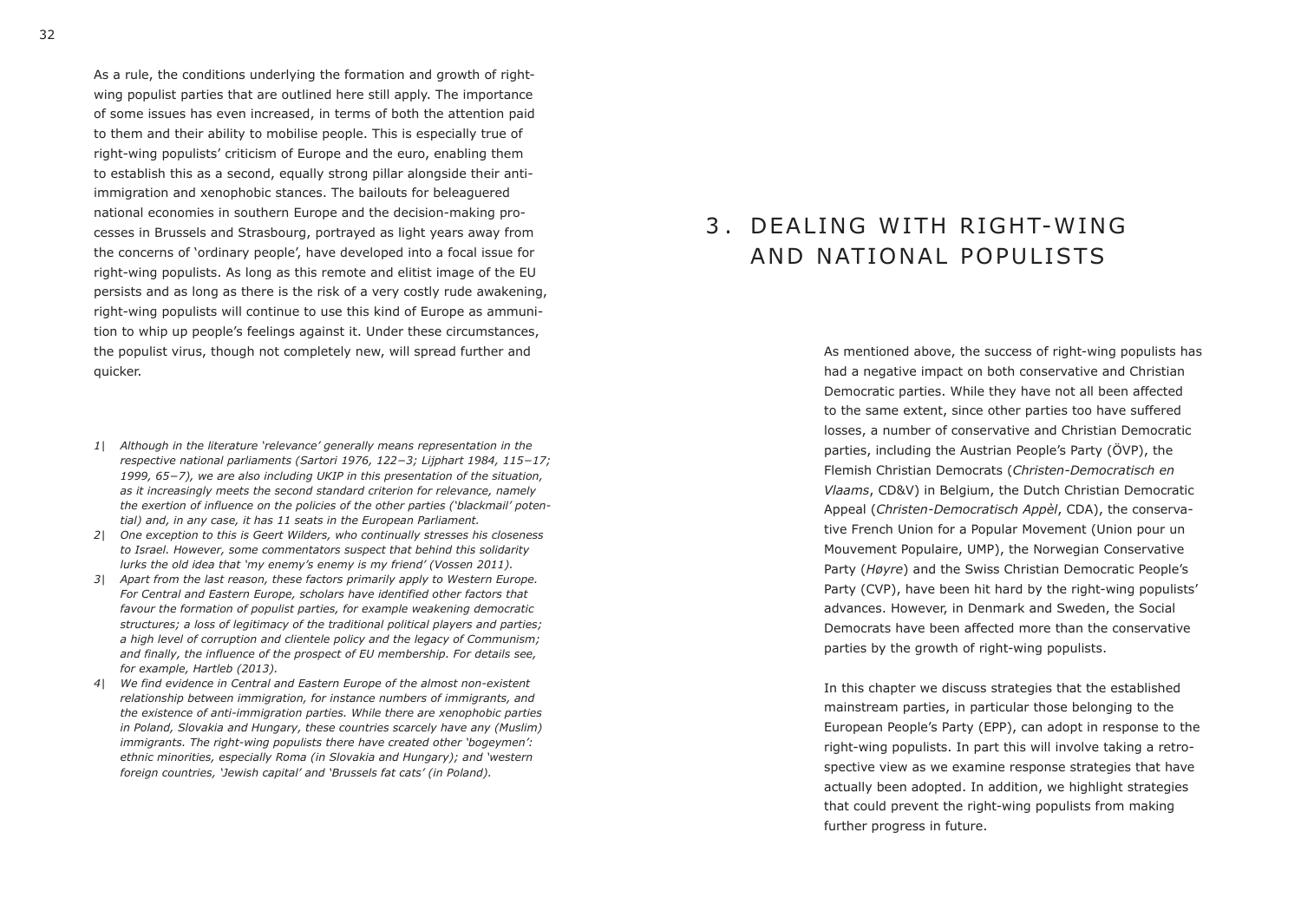As a rule, the conditions underlying the formation and growth of right-wing populist parties that are outlined here still apply. The importance of some issues has even increased, in terms of both the attention paid to them and their ability to mobilise people. This is especially true of right-wing populists' criticism of Europe and the euro, enabling them to establish this as a second, equally strong pillar alongside their anti-immigration and xenophobic stances. The bailouts for beleaguered national economies in southern Europe and the decision-making processes in Brussels and Strasbourg, portrayed as light years away from the concerns of 'ordinary people', have developed into a focal issue for right-wing populists. As long as this remote and elitist image of the EU persists and as long as there is the risk of a very costly rude awakening, right-wing populists will continue to use this kind of Europe as ammunition to whip up people's feelings against it. Under these circumstances, the populist virus, though not completely new, will spread further and quicker.

*1| Although in the literature 'relevance' generally means representation in the respective national parliaments (Sartori 1976, 122–3; Lijphart 1984, 115–17; 1999, 65–7), we are also including UKIP in this presentation of the situation, as it increasingly meets the second standard criterion for relevance, namely the exertion of influence on the policies of the other parties ('blackmail' potential) and, in any case, it has 11 seats in the European Parliament.*

*2| One exception to this is Geert Wilders, who continually stresses his closeness to Israel. However, some commentators suspect that behind this solidarity lurks the old idea that 'my enemy's enemy is my friend' (Vossen 2011).*

*3| Apart from the last reason, these factors primarily apply to Western Europe. For Central and Eastern Europe, scholars have identified other factors that favour the formation of populist parties, for example weakening democratic structures; a loss of legitimacy of the traditional political players and parties; a high level of corruption and clientele policy and the legacy of Communism; and finally, the influence of the prospect of EU membership. For details see, for example, Hartleb (2013).*

*4| We find evidence in Central and Eastern Europe of the almost non-existent relationship between immigration, for instance numbers of immigrants, and the existence of anti-immigration parties. While there are xenophobic parties in Poland, Slovakia and Hungary, these countries scarcely have any (Muslim) immigrants. The right-wing populists there have created other 'bogeymen': ethnic minorities, especially Roma (in Slovakia and Hungary); and 'western foreign countries, 'Jewish capital' and 'Brussels fat cats' (in Poland).*

# 3. DEALING WITH RIGHT-WING AND NATIONAL POPULISTS

As mentioned above, the success of right-wing populists has had a negative impact on both conservative and Christian Democratic parties. While they have not all been affected to the same extent, since other parties too have suffered losses, a number of conservative and Christian Democratic parties, including the Austrian People's Party (ÖVP), the Flemish Christian Democrats (*Christen-Democratisch en Vlaams*, CD&V) in Belgium, the Dutch Christian Democratic Appeal (*Christen-Democratisch Appèl*, CDA), the conservative French Union for a Popular Movement (Union pour un Mouvement Populaire, UMP), the Norwegian Conservative Party (*Høyre*) and the Swiss Christian Democratic People's Party (CVP), have been hit hard by the right-wing populists' advances. However, in Denmark and Sweden, the Social Democrats have been affected more than the conservative parties by the growth of right-wing populists.

In this chapter we discuss strategies that the established mainstream parties, in particular those belonging to the European People's Party (EPP), can adopt in response to the right-wing populists. In part this will involve taking a retrospective view as we examine response strategies that have actually been adopted. In addition, we highlight strategies that could prevent the right-wing populists from making further progress in future.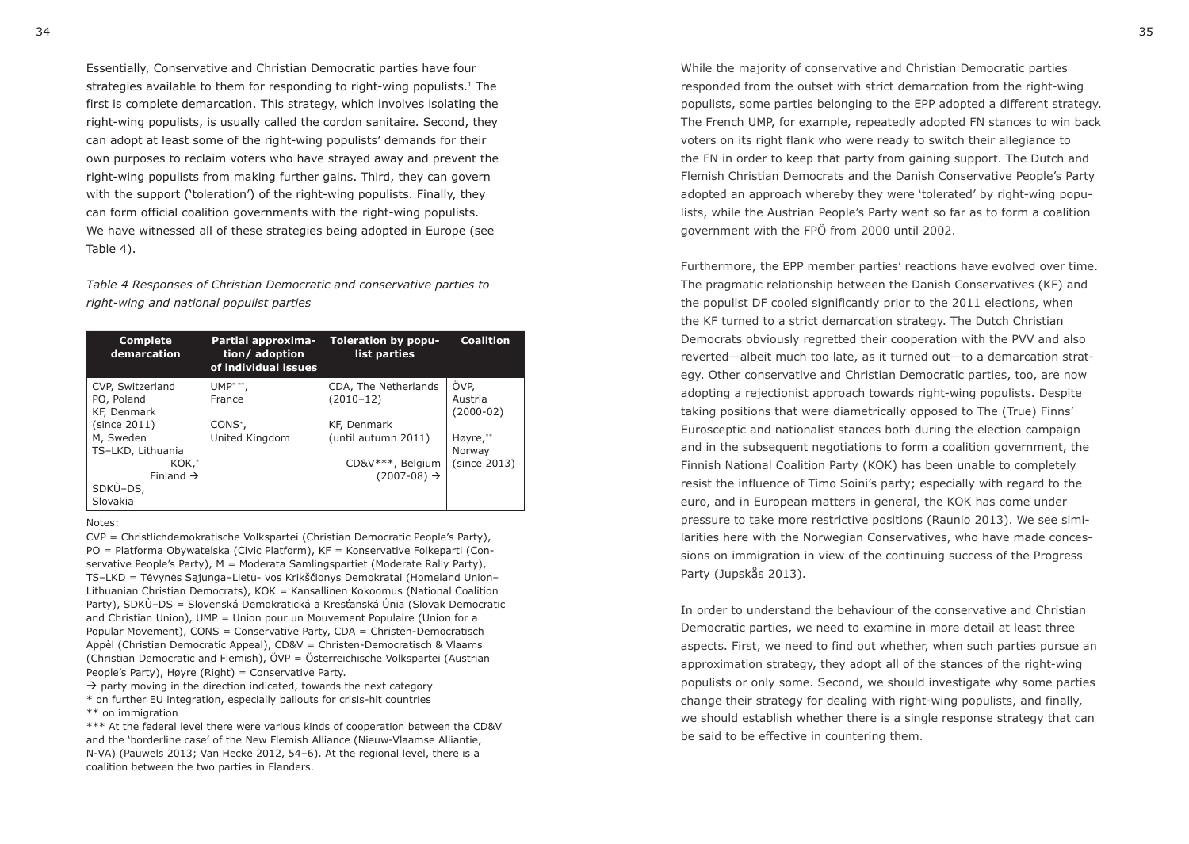Essentially, Conservative and Christian Democratic parties have four strategies available to them for responding to right-wing populists.[1] The first is complete demarcation. This strategy, which involves isolating the right-wing populists, is usually called the cordon sanitaire. Second, they can adopt at least some of the right-wing populists' demands for their own purposes to reclaim voters who have strayed away and prevent the right-wing populists from making further gains. Third, they can govern with the support ('toleration') of the right-wing populists. Finally, they can form official coalition governments with the right-wing populists. We have witnessed all of these strategies being adopted in Europe (see Table 4).

*Table 4 Responses of Christian Democratic and conservative parties to right-wing and national populist parties*

| Complete demarcation | Partial approximation/ adoption of individual issues | Toleration by populist parties | Coalition |
|---|---|---|---|
| CVP, Switzerland<br>PO, Poland<br>KF, Denmark (since 2011)<br>M, Sweden<br>TS–LKD, Lithuania<br>KOK,* Finland →<br>SDKÚ–DS, Slovakia | UMP* **, France<br><br>CONS*, United Kingdom | CDA, The Netherlands (2010–12)<br><br>KF, Denmark (until autumn 2011)<br><br>CD&V***, Belgium (2007-08) → | ÖVP, Austria (2000-02)<br><br>Høyre,** Norway (since 2013) |

Notes:

CVP = Christlichdemokratische Volkspartei (Christian Democratic People's Party), PO = Platforma Obywatelska (Civic Platform), KF = Konservative Folkeparti (Conservative People's Party), M = Moderata Samlingspartiet (Moderate Rally Party), TS–LKD = Tėvynės Sąjunga–Lietu- vos Krikščionys Demokratai (Homeland Union–Lithuanian Christian Democrats), KOK = Kansallinen Kokoomus (National Coalition Party), SDKÚ–DS = Slovenská Demokratická a Kresťanská Únia (Slovak Democratic and Christian Union), UMP = Union pour un Mouvement Populaire (Union for a Popular Movement), CONS = Conservative Party, CDA = Christen-Democratisch Appèl (Christian Democratic Appeal), CD&V = Christen-Democratisch & Vlaams (Christian Democratic and Flemish), ÖVP = Österreichische Volkspartei (Austrian People's Party), Høyre (Right) = Conservative Party.

→ party moving in the direction indicated, towards the next category

\* on further EU integration, especially bailouts for crisis-hit countries

\** on immigration

\*** At the federal level there were various kinds of cooperation between the CD&V and the 'borderline case' of the New Flemish Alliance (Nieuw-Vlaamse Alliantie, N-VA) (Pauwels 2013; Van Hecke 2012, 54–6). At the regional level, there is a coalition between the two parties in Flanders.

While the majority of conservative and Christian Democratic parties responded from the outset with strict demarcation from the right-wing populists, some parties belonging to the EPP adopted a different strategy. The French UMP, for example, repeatedly adopted FN stances to win back voters on its right flank who were ready to switch their allegiance to the FN in order to keep that party from gaining support. The Dutch and Flemish Christian Democrats and the Danish Conservative People's Party adopted an approach whereby they were 'tolerated' by right-wing populists, while the Austrian People's Party went so far as to form a coalition government with the FPÖ from 2000 until 2002.

Furthermore, the EPP member parties' reactions have evolved over time. The pragmatic relationship between the Danish Conservatives (KF) and the populist DF cooled significantly prior to the 2011 elections, when the KF turned to a strict demarcation strategy. The Dutch Christian Democrats obviously regretted their cooperation with the PVV and also reverted—albeit much too late, as it turned out—to a demarcation strategy. Other conservative and Christian Democratic parties, too, are now adopting a rejectionist approach towards right-wing populists. Despite taking positions that were diametrically opposed to The (True) Finns' Eurosceptic and nationalist stances both during the election campaign and in the subsequent negotiations to form a coalition government, the Finnish National Coalition Party (KOK) has been unable to completely resist the influence of Timo Soini's party; especially with regard to the euro, and in European matters in general, the KOK has come under pressure to take more restrictive positions (Raunio 2013). We see similarities here with the Norwegian Conservatives, who have made concessions on immigration in view of the continuing success of the Progress Party (Jupskås 2013).

In order to understand the behaviour of the conservative and Christian Democratic parties, we need to examine in more detail at least three aspects. First, we need to find out whether, when such parties pursue an approximation strategy, they adopt all of the stances of the right-wing populists or only some. Second, we should investigate why some parties change their strategy for dealing with right-wing populists, and finally, we should establish whether there is a single response strategy that can be said to be effective in countering them.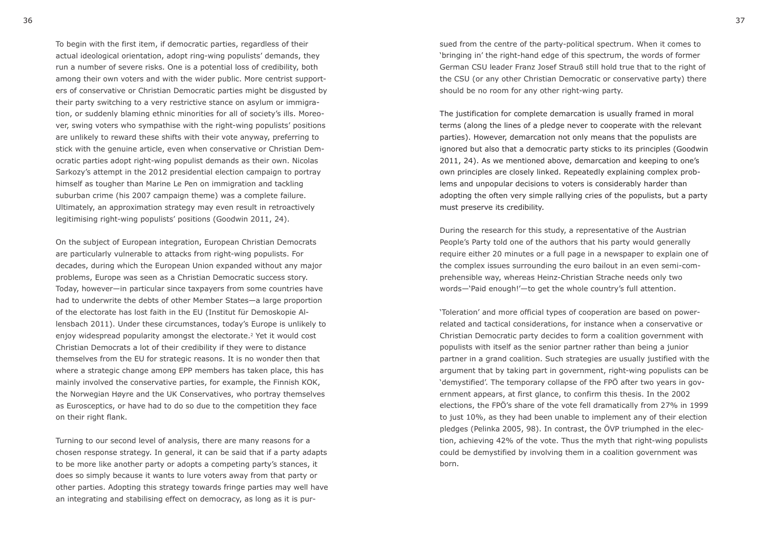To begin with the first item, if democratic parties, regardless of their actual ideological orientation, adopt ring-wing populists' demands, they run a number of severe risks. One is a potential loss of credibility, both among their own voters and with the wider public. More centrist supporters of conservative or Christian Democratic parties might be disgusted by their party switching to a very restrictive stance on asylum or immigration, or suddenly blaming ethnic minorities for all of society's ills. Moreover, swing voters who sympathise with the right-wing populists' positions are unlikely to reward these shifts with their vote anyway, preferring to stick with the genuine article, even when conservative or Christian Democratic parties adopt right-wing populist demands as their own. Nicolas Sarkozy's attempt in the 2012 presidential election campaign to portray himself as tougher than Marine Le Pen on immigration and tackling suburban crime (his 2007 campaign theme) was a complete failure. Ultimately, an approximation strategy may even result in retroactively legitimising right-wing populists' positions (Goodwin 2011, 24).

On the subject of European integration, European Christian Democrats are particularly vulnerable to attacks from right-wing populists. For decades, during which the European Union expanded without any major problems, Europe was seen as a Christian Democratic success story. Today, however—in particular since taxpayers from some countries have had to underwrite the debts of other Member States—a large proportion of the electorate has lost faith in the EU (Institut für Demoskopie Allensbach 2011). Under these circumstances, today's Europe is unlikely to enjoy widespread popularity amongst the electorate.[2] Yet it would cost Christian Democrats a lot of their credibility if they were to distance themselves from the EU for strategic reasons. It is no wonder then that where a strategic change among EPP members has taken place, this has mainly involved the conservative parties, for example, the Finnish KOK, the Norwegian Høyre and the UK Conservatives, who portray themselves as Eurosceptics, or have had to do so due to the competition they face on their right flank.

Turning to our second level of analysis, there are many reasons for a chosen response strategy. In general, it can be said that if a party adapts to be more like another party or adopts a competing party's stances, it does so simply because it wants to lure voters away from that party or other parties. Adopting this strategy towards fringe parties may well have an integrating and stabilising effect on democracy, as long as it is pursued from the centre of the party-political spectrum. When it comes to 'bringing in' the right-hand edge of this spectrum, the words of former German CSU leader Franz Josef Strauß still hold true that to the right of the CSU (or any other Christian Democratic or conservative party) there should be no room for any other right-wing party.

The justification for complete demarcation is usually framed in moral terms (along the lines of a pledge never to cooperate with the relevant parties). However, demarcation not only means that the populists are ignored but also that a democratic party sticks to its principles (Goodwin 2011, 24). As we mentioned above, demarcation and keeping to one's own principles are closely linked. Repeatedly explaining complex problems and unpopular decisions to voters is considerably harder than adopting the often very simple rallying cries of the populists, but a party must preserve its credibility.

During the research for this study, a representative of the Austrian People's Party told one of the authors that his party would generally require either 20 minutes or a full page in a newspaper to explain one of the complex issues surrounding the euro bailout in an even semi-comprehensible way, whereas Heinz-Christian Strache needs only two words—'Paid enough!'—to get the whole country's full attention.

'Toleration' and more official types of cooperation are based on power-related and tactical considerations, for instance when a conservative or Christian Democratic party decides to form a coalition government with populists with itself as the senior partner rather than being a junior partner in a grand coalition. Such strategies are usually justified with the argument that by taking part in government, right-wing populists can be 'demystified'. The temporary collapse of the FPÖ after two years in government appears, at first glance, to confirm this thesis. In the 2002 elections, the FPÖ's share of the vote fell dramatically from 27% in 1999 to just 10%, as they had been unable to implement any of their election pledges (Pelinka 2005, 98). In contrast, the ÖVP triumphed in the election, achieving 42% of the vote. Thus the myth that right-wing populists could be demystified by involving them in a coalition government was born.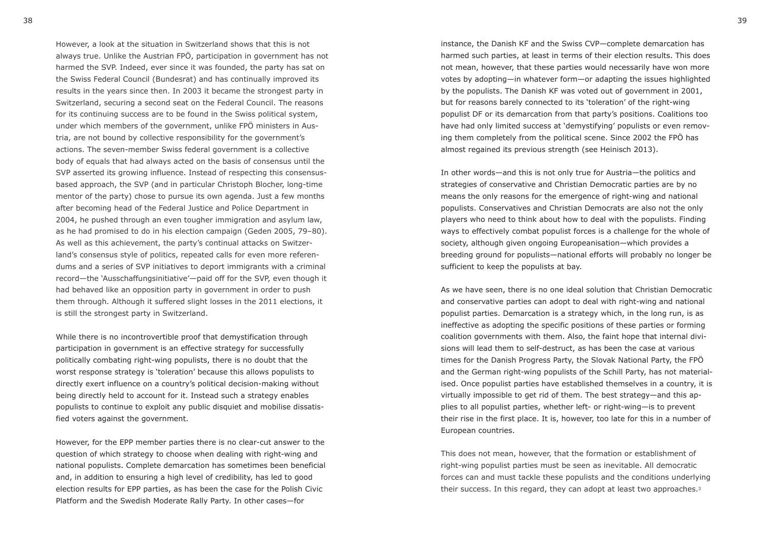However, a look at the situation in Switzerland shows that this is not always true. Unlike the Austrian FPÖ, participation in government has not harmed the SVP. Indeed, ever since it was founded, the party has sat on the Swiss Federal Council (Bundesrat) and has continually improved its results in the years since then. In 2003 it became the strongest party in Switzerland, securing a second seat on the Federal Council. The reasons for its continuing success are to be found in the Swiss political system, under which members of the government, unlike FPÖ ministers in Austria, are not bound by collective responsibility for the government's actions. The seven-member Swiss federal government is a collective body of equals that had always acted on the basis of consensus until the SVP asserted its growing influence. Instead of respecting this consensus-based approach, the SVP (and in particular Christoph Blocher, long-time mentor of the party) chose to pursue its own agenda. Just a few months after becoming head of the Federal Justice and Police Department in 2004, he pushed through an even tougher immigration and asylum law, as he had promised to do in his election campaign (Geden 2005, 79–80). As well as this achievement, the party's continual attacks on Switzerland's consensus style of politics, repeated calls for even more referendums and a series of SVP initiatives to deport immigrants with a criminal record—the 'Ausschaffungsinitiative'—paid off for the SVP, even though it had behaved like an opposition party in government in order to push them through. Although it suffered slight losses in the 2011 elections, it is still the strongest party in Switzerland.

While there is no incontrovertible proof that demystification through participation in government is an effective strategy for successfully politically combating right-wing populists, there is no doubt that the worst response strategy is 'toleration' because this allows populists to directly exert influence on a country's political decision-making without being directly held to account for it. Instead such a strategy enables populists to continue to exploit any public disquiet and mobilise dissatisfied voters against the government.

However, for the EPP member parties there is no clear-cut answer to the question of which strategy to choose when dealing with right-wing and national populists. Complete demarcation has sometimes been beneficial and, in addition to ensuring a high level of credibility, has led to good election results for EPP parties, as has been the case for the Polish Civic Platform and the Swedish Moderate Rally Party. In other cases—for instance, the Danish KF and the Swiss CVP—complete demarcation has harmed such parties, at least in terms of their election results. This does not mean, however, that these parties would necessarily have won more votes by adopting—in whatever form—or adapting the issues highlighted by the populists. The Danish KF was voted out of government in 2001, but for reasons barely connected to its 'toleration' of the right-wing populist DF or its demarcation from that party's positions. Coalitions too have had only limited success at 'demystifying' populists or even removing them completely from the political scene. Since 2002 the FPÖ has almost regained its previous strength (see Heinisch 2013).

In other words—and this is not only true for Austria—the politics and strategies of conservative and Christian Democratic parties are by no means the only reasons for the emergence of right-wing and national populists. Conservatives and Christian Democrats are also not the only players who need to think about how to deal with the populists. Finding ways to effectively combat populist forces is a challenge for the whole of society, although given ongoing Europeanisation—which provides a breeding ground for populists—national efforts will probably no longer be sufficient to keep the populists at bay.

As we have seen, there is no one ideal solution that Christian Democratic and conservative parties can adopt to deal with right-wing and national populist parties. Demarcation is a strategy which, in the long run, is as ineffective as adopting the specific positions of these parties or forming coalition governments with them. Also, the faint hope that internal divisions will lead them to self-destruct, as has been the case at various times for the Danish Progress Party, the Slovak National Party, the FPÖ and the German right-wing populists of the Schill Party, has not materialised. Once populist parties have established themselves in a country, it is virtually impossible to get rid of them. The best strategy—and this applies to all populist parties, whether left- or right-wing—is to prevent their rise in the first place. It is, however, too late for this in a number of European countries.

This does not mean, however, that the formation or establishment of right-wing populist parties must be seen as inevitable. All democratic forces can and must tackle these populists and the conditions underlying their success. In this regard, they can adopt at least two approaches.[3]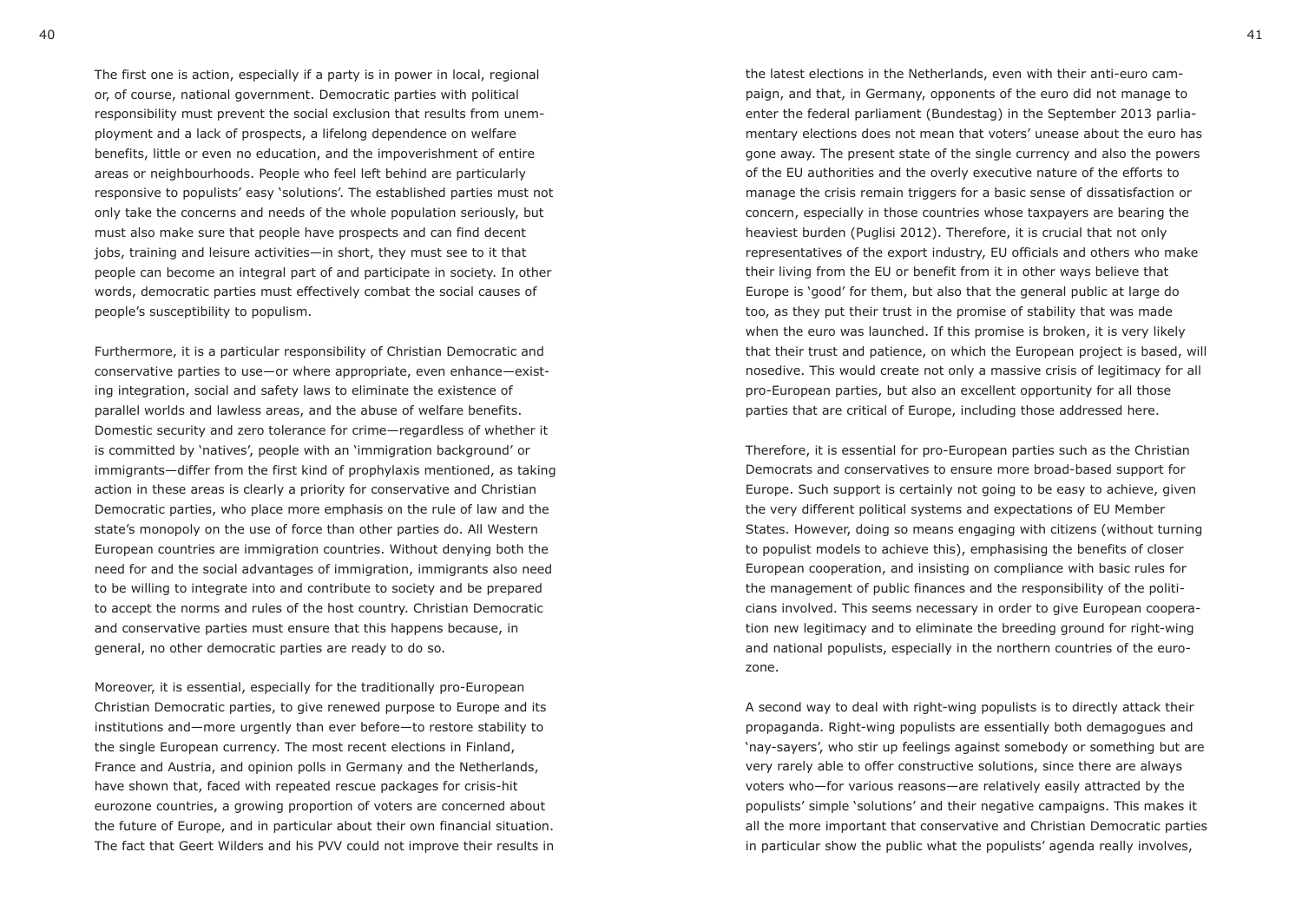The first one is action, especially if a party is in power in local, regional or, of course, national government. Democratic parties with political responsibility must prevent the social exclusion that results from unemployment and a lack of prospects, a lifelong dependence on welfare benefits, little or even no education, and the impoverishment of entire areas or neighbourhoods. People who feel left behind are particularly responsive to populists' easy 'solutions'. The established parties must not only take the concerns and needs of the whole population seriously, but must also make sure that people have prospects and can find decent jobs, training and leisure activities—in short, they must see to it that people can become an integral part of and participate in society. In other words, democratic parties must effectively combat the social causes of people's susceptibility to populism.

Furthermore, it is a particular responsibility of Christian Democratic and conservative parties to use—or where appropriate, even enhance—existing integration, social and safety laws to eliminate the existence of parallel worlds and lawless areas, and the abuse of welfare benefits. Domestic security and zero tolerance for crime—regardless of whether it is committed by 'natives', people with an 'immigration background' or immigrants—differ from the first kind of prophylaxis mentioned, as taking action in these areas is clearly a priority for conservative and Christian Democratic parties, who place more emphasis on the rule of law and the state's monopoly on the use of force than other parties do. All Western European countries are immigration countries. Without denying both the need for and the social advantages of immigration, immigrants also need to be willing to integrate into and contribute to society and be prepared to accept the norms and rules of the host country. Christian Democratic and conservative parties must ensure that this happens because, in general, no other democratic parties are ready to do so.

Moreover, it is essential, especially for the traditionally pro-European Christian Democratic parties, to give renewed purpose to Europe and its institutions and—more urgently than ever before—to restore stability to the single European currency. The most recent elections in Finland, France and Austria, and opinion polls in Germany and the Netherlands, have shown that, faced with repeated rescue packages for crisis-hit eurozone countries, a growing proportion of voters are concerned about the future of Europe, and in particular about their own financial situation. The fact that Geert Wilders and his PVV could not improve their results in the latest elections in the Netherlands, even with their anti-euro campaign, and that, in Germany, opponents of the euro did not manage to enter the federal parliament (Bundestag) in the September 2013 parliamentary elections does not mean that voters' unease about the euro has gone away. The present state of the single currency and also the powers of the EU authorities and the overly executive nature of the efforts to manage the crisis remain triggers for a basic sense of dissatisfaction or concern, especially in those countries whose taxpayers are bearing the heaviest burden (Puglisi 2012). Therefore, it is crucial that not only representatives of the export industry, EU officials and others who make their living from the EU or benefit from it in other ways believe that Europe is 'good' for them, but also that the general public at large do too, as they put their trust in the promise of stability that was made when the euro was launched. If this promise is broken, it is very likely that their trust and patience, on which the European project is based, will nosedive. This would create not only a massive crisis of legitimacy for all pro-European parties, but also an excellent opportunity for all those parties that are critical of Europe, including those addressed here.

Therefore, it is essential for pro-European parties such as the Christian Democrats and conservatives to ensure more broad-based support for Europe. Such support is certainly not going to be easy to achieve, given the very different political systems and expectations of EU Member States. However, doing so means engaging with citizens (without turning to populist models to achieve this), emphasising the benefits of closer European cooperation, and insisting on compliance with basic rules for the management of public finances and the responsibility of the politicians involved. This seems necessary in order to give European cooperation new legitimacy and to eliminate the breeding ground for right-wing and national populists, especially in the northern countries of the eurozone.

A second way to deal with right-wing populists is to directly attack their propaganda. Right-wing populists are essentially both demagogues and 'nay-sayers', who stir up feelings against somebody or something but are very rarely able to offer constructive solutions, since there are always voters who—for various reasons—are relatively easily attracted by the populists' simple 'solutions' and their negative campaigns. This makes it all the more important that conservative and Christian Democratic parties in particular show the public what the populists' agenda really involves,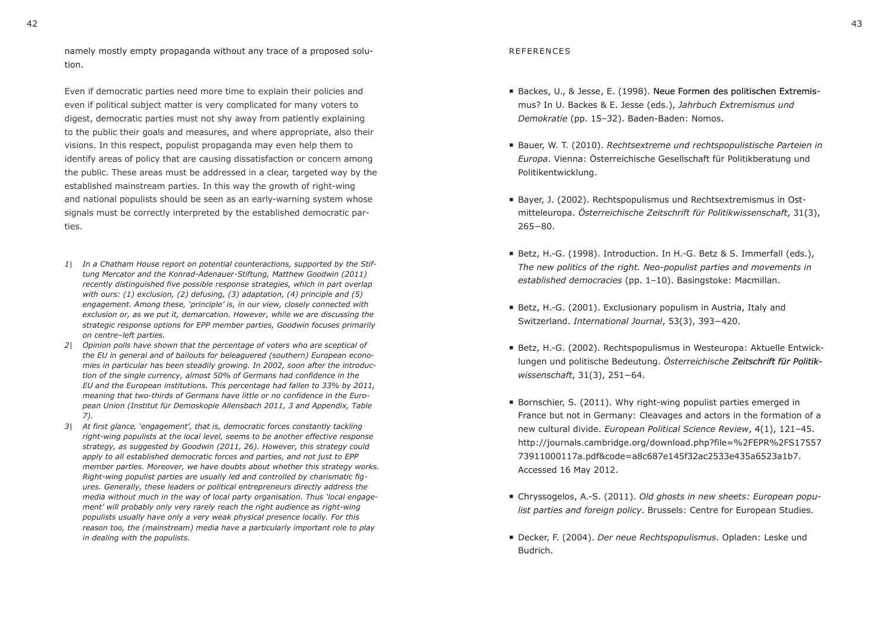namely mostly empty propaganda without any trace of a proposed solution.

Even if democratic parties need more time to explain their policies and even if political subject matter is very complicated for many voters to digest, democratic parties must not shy away from patiently explaining to the public their goals and measures, and where appropriate, also their visions. In this respect, populist propaganda may even help them to identify areas of policy that are causing dissatisfaction or concern among the public. These areas must be addressed in a clear, targeted way by the established mainstream parties. In this way the growth of right-wing and national populists should be seen as an early-warning system whose signals must be correctly interpreted by the established democratic parties.

*1| In a Chatham House report on potential counteractions, supported by the Stiftung Mercator and the Konrad-Adenauer-Stiftung, Matthew Goodwin (2011) recently distinguished five possible response strategies, which in part overlap with ours: (1) exclusion, (2) defusing, (3) adaptation, (4) principle and (5) engagement. Among these, 'principle' is, in our view, closely connected with exclusion or, as we put it, demarcation. However, while we are discussing the strategic response options for EPP member parties, Goodwin focuses primarily on centre–left parties.*

*2| Opinion polls have shown that the percentage of voters who are sceptical of the EU in general and of bailouts for beleaguered (southern) European economies in particular has been steadily growing. In 2002, soon after the introduction of the single currency, almost 50% of Germans had confidence in the EU and the European institutions. This percentage had fallen to 33% by 2011, meaning that two-thirds of Germans have little or no confidence in the European Union (Institut für Demoskopie Allensbach 2011, 3 and Appendix, Table 7).*

*3| At first glance, 'engagement', that is, democratic forces constantly tackling right-wing populists at the local level, seems to be another effective response strategy, as suggested by Goodwin (2011, 26). However, this strategy could apply to all established democratic forces and parties, and not just to EPP member parties. Moreover, we have doubts about whether this strategy works. Right-wing populist parties are usually led and controlled by charismatic figures. Generally, these leaders or political entrepreneurs directly address the media without much in the way of local party organisation. Thus 'local engagement' will probably only very rarely reach the right audience as right-wing populists usually have only a very weak physical presence locally. For this reason too, the (mainstream) media have a particularly important role to play in dealing with the populists.*

## REFERENCES

- Backes, U., & Jesse, E. (1998). Neue Formen des politischen Extremismus? In U. Backes & E. Jesse (eds.), *Jahrbuch Extremismus und Demokratie* (pp. 15–32). Baden-Baden: Nomos.
- Bauer, W. T. (2010). *Rechtsextreme und rechtspopulistische Parteien in Europa*. Vienna: Österreichische Gesellschaft für Politikberatung und Politikentwicklung.
- Bayer, J. (2002). Rechtspopulismus und Rechtsextremismus in Ostmitteleuropa. *Österreichische Zeitschrift für Politikwissenschaft*, 31(3), 265−80.
- Betz, H.-G. (1998). Introduction. In H.-G. Betz & S. Immerfall (eds.), *The new politics of the right. Neo-populist parties and movements in established democracies* (pp. 1–10). Basingstoke: Macmillan.
- Betz, H.-G. (2001). Exclusionary populism in Austria, Italy and Switzerland. *International Journal*, 53(3), 393−420.
- Betz, H.-G. (2002). Rechtspopulismus in Westeuropa: Aktuelle Entwicklungen und politische Bedeutung. *Österreichische Zeitschrift für Politikwissenschaft*, 31(3), 251−64.
- Bornschier, S. (2011). Why right-wing populist parties emerged in France but not in Germany: Cleavages and actors in the formation of a new cultural divide. *European Political Science Review*, 4(1), 121–45. http://journals.cambridge.org/download.php?file=%2FEPR%2FS1755773911000117a.pdf&code=a8c687e145f32ac2533e435a6523a1b7. Accessed 16 May 2012.
- Chryssogelos, A.-S. (2011). *Old ghosts in new sheets: European populist parties and foreign policy*. Brussels: Centre for European Studies.
- Decker, F. (2004). *Der neue Rechtspopulismus*. Opladen: Leske und Budrich.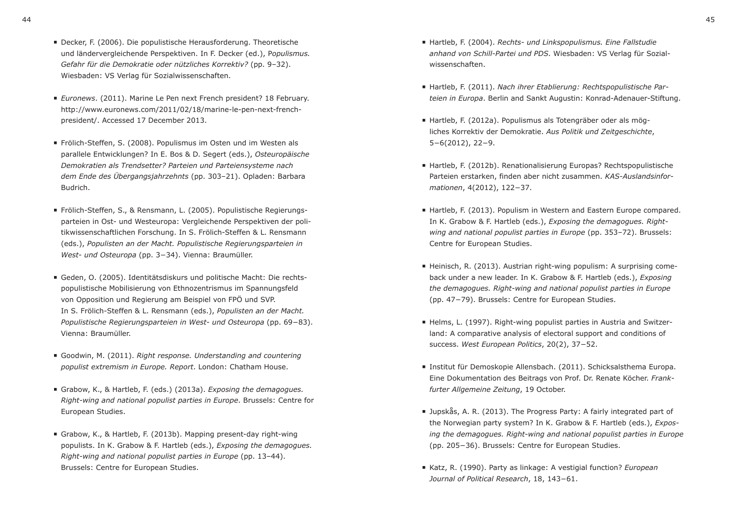- Decker, F. (2006). Die populistische Herausforderung. Theoretische und ländervergleichende Perspektiven. In F. Decker (ed.), *Populismus. Gefahr für die Demokratie oder nützliches Korrektiv?* (pp. 9–32). Wiesbaden: VS Verlag für Sozialwissenschaften.

- *Euronews*. (2011). Marine Le Pen next French president? 18 February. http://www.euronews.com/2011/02/18/marine-le-pen-next-french-president/. Accessed 17 December 2013.

- Frölich-Steffen, S. (2008). Populismus im Osten und im Westen als parallele Entwicklungen? In E. Bos & D. Segert (eds.), *Osteuropäische Demokratien als Trendsetter? Parteien und Parteiensysteme nach dem Ende des Übergangsjahrzehnts* (pp. 303–21). Opladen: Barbara Budrich.

- Frölich-Steffen, S., & Rensmann, L. (2005). Populistische Regierungsparteien in Ost- und Westeuropa: Vergleichende Perspektiven der politikwissenschaftlichen Forschung. In S. Frölich-Steffen & L. Rensmann (eds.), *Populisten an der Macht. Populistische Regierungsparteien in West- und Osteuropa* (pp. 3−34). Vienna: Braumüller.

- Geden, O. (2005). Identitätsdiskurs und politische Macht: Die rechtspopulistische Mobilisierung von Ethnozentrismus im Spannungsfeld von Opposition und Regierung am Beispiel von FPÖ und SVP. In S. Frölich-Steffen & L. Rensmann (eds.), *Populisten an der Macht. Populistische Regierungsparteien in West- und Osteuropa* (pp. 69−83). Vienna: Braumüller.

- Goodwin, M. (2011). *Right response. Understanding and countering populist extremism in Europe. Report*. London: Chatham House.

- Grabow, K., & Hartleb, F. (eds.) (2013a). *Exposing the demagogues. Right-wing and national populist parties in Europe*. Brussels: Centre for European Studies.

- Grabow, K., & Hartleb, F. (2013b). Mapping present-day right-wing populists. In K. Grabow & F. Hartleb (eds.), *Exposing the demagogues. Right-wing and national populist parties in Europe* (pp. 13–44). Brussels: Centre for European Studies.

- Hartleb, F. (2004). *Rechts- und Linkspopulismus. Eine Fallstudie anhand von Schill-Partei und PDS*. Wiesbaden: VS Verlag für Sozialwissenschaften.

- Hartleb, F. (2011). *Nach ihrer Etablierung: Rechtspopulistische Parteien in Europa*. Berlin and Sankt Augustin: Konrad-Adenauer-Stiftung.

- Hartleb, F. (2012a). Populismus als Totengräber oder als mögliches Korrektiv der Demokratie. *Aus Politik und Zeitgeschichte*, 5−6(2012), 22−9.

- Hartleb, F. (2012b). Renationalisierung Europas? Rechtspopulistische Parteien erstarken, finden aber nicht zusammen. *KAS-Auslandsinformationen*, 4(2012), 122−37.

- Hartleb, F. (2013). Populism in Western and Eastern Europe compared. In K. Grabow & F. Hartleb (eds.), *Exposing the demagogues. Right-wing and national populist parties in Europe* (pp. 353–72). Brussels: Centre for European Studies.

- Heinisch, R. (2013). Austrian right-wing populism: A surprising comeback under a new leader. In K. Grabow & F. Hartleb (eds.), *Exposing the demagogues. Right-wing and national populist parties in Europe* (pp. 47−79). Brussels: Centre for European Studies.

- Helms, L. (1997). Right-wing populist parties in Austria and Switzerland: A comparative analysis of electoral support and conditions of success. *West European Politics*, 20(2), 37−52.

- Institut für Demoskopie Allensbach. (2011). Schicksalsthema Europa. Eine Dokumentation des Beitrags von Prof. Dr. Renate Köcher. *Frankfurter Allgemeine Zeitung*, 19 October.

- Jupskås, A. R. (2013). The Progress Party: A fairly integrated part of the Norwegian party system? In K. Grabow & F. Hartleb (eds.), *Exposing the demagogues. Right-wing and national populist parties in Europe* (pp. 205−36). Brussels: Centre for European Studies.

- Katz, R. (1990). Party as linkage: A vestigial function? *European Journal of Political Research*, 18, 143−61.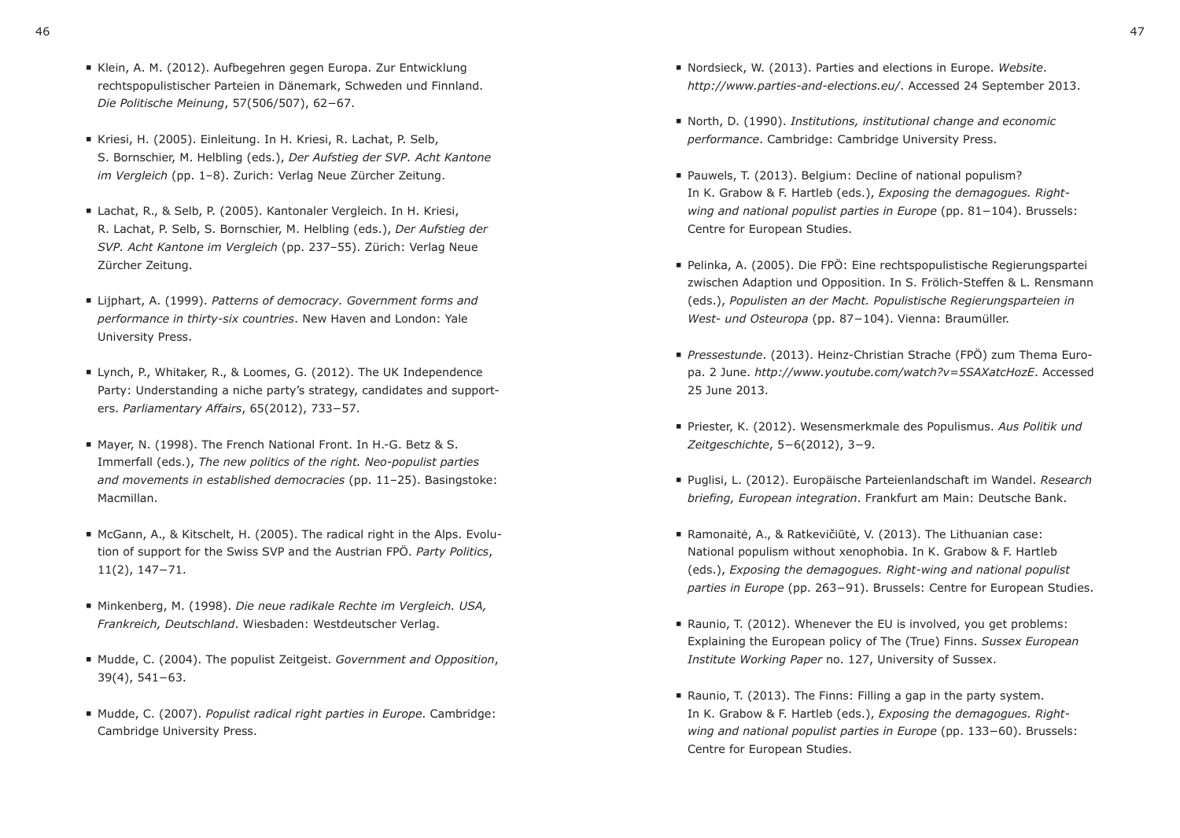- Klein, A. M. (2012). Aufbegehren gegen Europa. Zur Entwicklung rechtspopulistischer Parteien in Dänemark, Schweden und Finnland. *Die Politische Meinung*, 57(506/507), 62–67.

- Kriesi, H. (2005). Einleitung. In H. Kriesi, R. Lachat, P. Selb, S. Bornschier, M. Helbling (eds.), *Der Aufstieg der SVP. Acht Kantone im Vergleich* (pp. 1–8). Zurich: Verlag Neue Zürcher Zeitung.

- Lachat, R., & Selb, P. (2005). Kantonaler Vergleich. In H. Kriesi, R. Lachat, P. Selb, S. Bornschier, M. Helbling (eds.), *Der Aufstieg der SVP. Acht Kantone im Vergleich* (pp. 237–55). Zürich: Verlag Neue Zürcher Zeitung.

- Lijphart, A. (1999). *Patterns of democracy. Government forms and performance in thirty-six countries*. New Haven and London: Yale University Press.

- Lynch, P., Whitaker, R., & Loomes, G. (2012). The UK Independence Party: Understanding a niche party's strategy, candidates and supporters. *Parliamentary Affairs*, 65(2012), 733–57.

- Mayer, N. (1998). The French National Front. In H.-G. Betz & S. Immerfall (eds.), *The new politics of the right. Neo-populist parties and movements in established democracies* (pp. 11–25). Basingstoke: Macmillan.

- McGann, A., & Kitschelt, H. (2005). The radical right in the Alps. Evolution of support for the Swiss SVP and the Austrian FPÖ. *Party Politics*, 11(2), 147–71.

- Minkenberg, M. (1998). *Die neue radikale Rechte im Vergleich. USA, Frankreich, Deutschland*. Wiesbaden: Westdeutscher Verlag.

- Mudde, C. (2004). The populist Zeitgeist. *Government and Opposition*, 39(4), 541–63.

- Mudde, C. (2007). *Populist radical right parties in Europe*. Cambridge: Cambridge University Press.

- Nordsieck, W. (2013). Parties and elections in Europe. *Website*. *http://www.parties-and-elections.eu/*. Accessed 24 September 2013.

- North, D. (1990). *Institutions, institutional change and economic performance*. Cambridge: Cambridge University Press.

- Pauwels, T. (2013). Belgium: Decline of national populism? In K. Grabow & F. Hartleb (eds.), *Exposing the demagogues. Right-wing and national populist parties in Europe* (pp. 81–104). Brussels: Centre for European Studies.

- Pelinka, A. (2005). Die FPÖ: Eine rechtspopulistische Regierungspartei zwischen Adaption und Opposition. In S. Frölich-Steffen & L. Rensmann (eds.), *Populisten an der Macht. Populistische Regierungsparteien in West- und Osteuropa* (pp. 87–104). Vienna: Braumüller.

- *Pressestunde*. (2013). Heinz-Christian Strache (FPÖ) zum Thema Europa. 2 June. *http://www.youtube.com/watch?v=5SAXatcHozE*. Accessed 25 June 2013.

- Priester, K. (2012). Wesensmerkmale des Populismus. *Aus Politik und Zeitgeschichte*, 5–6(2012), 3–9.

- Puglisi, L. (2012). Europäische Parteienlandschaft im Wandel. *Research briefing, European integration*. Frankfurt am Main: Deutsche Bank.

- Ramonaitė, A., & Ratkevičiūtė, V. (2013). The Lithuanian case: National populism without xenophobia. In K. Grabow & F. Hartleb (eds.), *Exposing the demagogues. Right-wing and national populist parties in Europe* (pp. 263–91). Brussels: Centre for European Studies.

- Raunio, T. (2012). Whenever the EU is involved, you get problems: Explaining the European policy of The (True) Finns. *Sussex European Institute Working Paper* no. 127, University of Sussex.

- Raunio, T. (2013). The Finns: Filling a gap in the party system. In K. Grabow & F. Hartleb (eds.), *Exposing the demagogues. Right-wing and national populist parties in Europe* (pp. 133–60). Brussels: Centre for European Studies.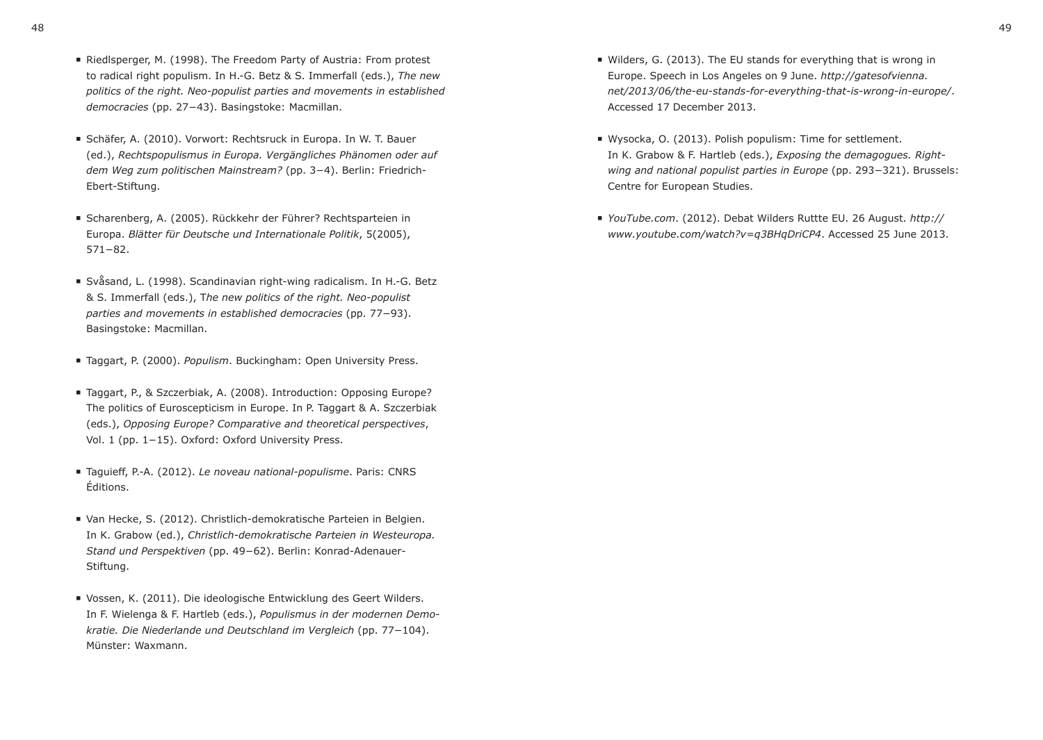- Riedlsperger, M. (1998). The Freedom Party of Austria: From protest to radical right populism. In H.-G. Betz & S. Immerfall (eds.), *The new politics of the right. Neo-populist parties and movements in established democracies* (pp. 27–43). Basingstoke: Macmillan.

- Schäfer, A. (2010). Vorwort: Rechtsruck in Europa. In W. T. Bauer (ed.), *Rechtspopulismus in Europa. Vergängliches Phänomen oder auf dem Weg zum politischen Mainstream?* (pp. 3–4). Berlin: Friedrich-Ebert-Stiftung.

- Scharenberg, A. (2005). Rückkehr der Führer? Rechtsparteien in Europa. *Blätter für Deutsche und Internationale Politik*, 5(2005), 571–82.

- Svåsand, L. (1998). Scandinavian right-wing radicalism. In H.-G. Betz & S. Immerfall (eds.), T*he new politics of the right. Neo-populist parties and movements in established democracies* (pp. 77–93). Basingstoke: Macmillan.

- Taggart, P. (2000). *Populism*. Buckingham: Open University Press.

- Taggart, P., & Szczerbiak, A. (2008). Introduction: Opposing Europe? The politics of Euroscepticism in Europe. In P. Taggart & A. Szczerbiak (eds.), *Opposing Europe? Comparative and theoretical perspectives*, Vol. 1 (pp. 1–15). Oxford: Oxford University Press.

- Taguieff, P.-A. (2012). *Le noveau national-populisme*. Paris: CNRS Éditions.

- Van Hecke, S. (2012). Christlich-demokratische Parteien in Belgien. In K. Grabow (ed.), *Christlich-demokratische Parteien in Westeuropa. Stand und Perspektiven* (pp. 49–62). Berlin: Konrad-Adenauer-Stiftung.

- Vossen, K. (2011). Die ideologische Entwicklung des Geert Wilders. In F. Wielenga & F. Hartleb (eds.), *Populismus in der modernen Demokratie. Die Niederlande und Deutschland im Vergleich* (pp. 77–104). Münster: Waxmann.

- Wilders, G. (2013). The EU stands for everything that is wrong in Europe. Speech in Los Angeles on 9 June. *http://gatesofvienna.net/2013/06/the-eu-stands-for-everything-that-is-wrong-in-europe/*. Accessed 17 December 2013.

- Wysocka, O. (2013). Polish populism: Time for settlement. In K. Grabow & F. Hartleb (eds.), *Exposing the demagogues. Right-wing and national populist parties in Europe* (pp. 293–321). Brussels: Centre for European Studies.

- *YouTube.com*. (2012). Debat Wilders Ruttte EU. 26 August. *http://www.youtube.com/watch?v=q3BHqDriCP4*. Accessed 25 June 2013.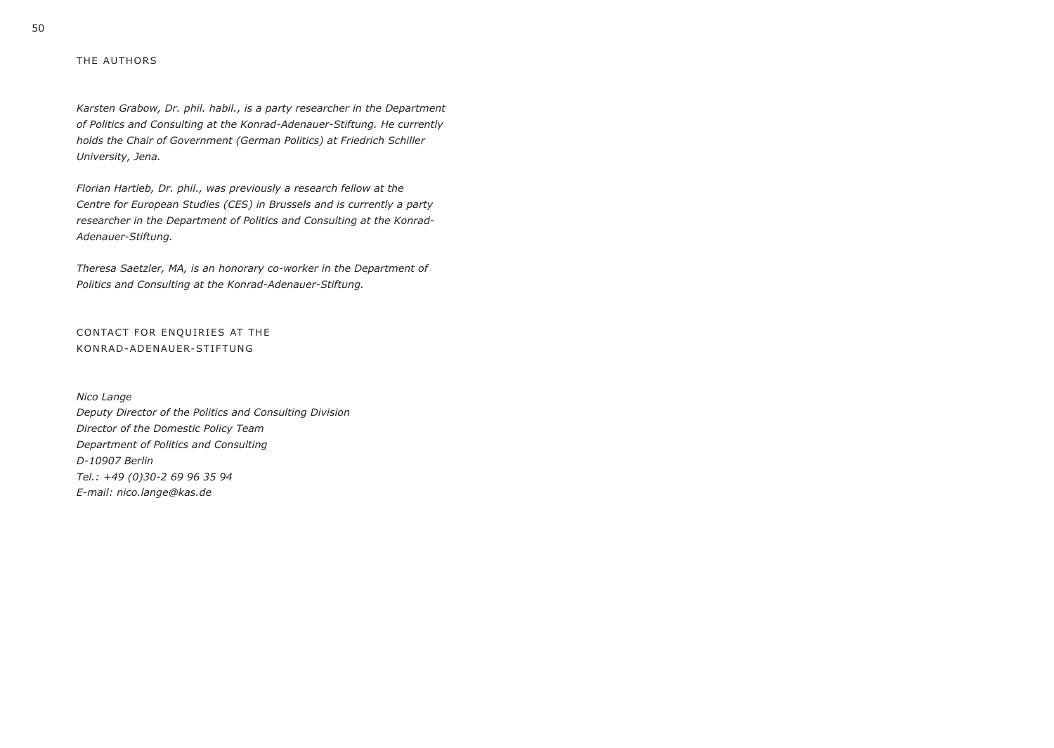## THE AUTHORS

*Karsten Grabow, Dr. phil. habil., is a party researcher in the Department of Politics and Consulting at the Konrad-Adenauer-Stiftung. He currently holds the Chair of Government (German Politics) at Friedrich Schiller University, Jena.*

*Florian Hartleb, Dr. phil., was previously a research fellow at the Centre for European Studies (CES) in Brussels and is currently a party researcher in the Department of Politics and Consulting at the Konrad-Adenauer-Stiftung.*

*Theresa Saetzler, MA, is an honorary co-worker in the Department of Politics and Consulting at the Konrad-Adenauer-Stiftung.*

## CONTACT FOR ENQUIRIES AT THE KONRAD-ADENAUER-STIFTUNG

*Nico Lange*
*Deputy Director of the Politics and Consulting Division*
*Director of the Domestic Policy Team*
*Department of Politics and Consulting*
*D-10907 Berlin*
*Tel.: +49 (0)30-2 69 96 35 94*
*E-mail: nico.lange@kas.de*